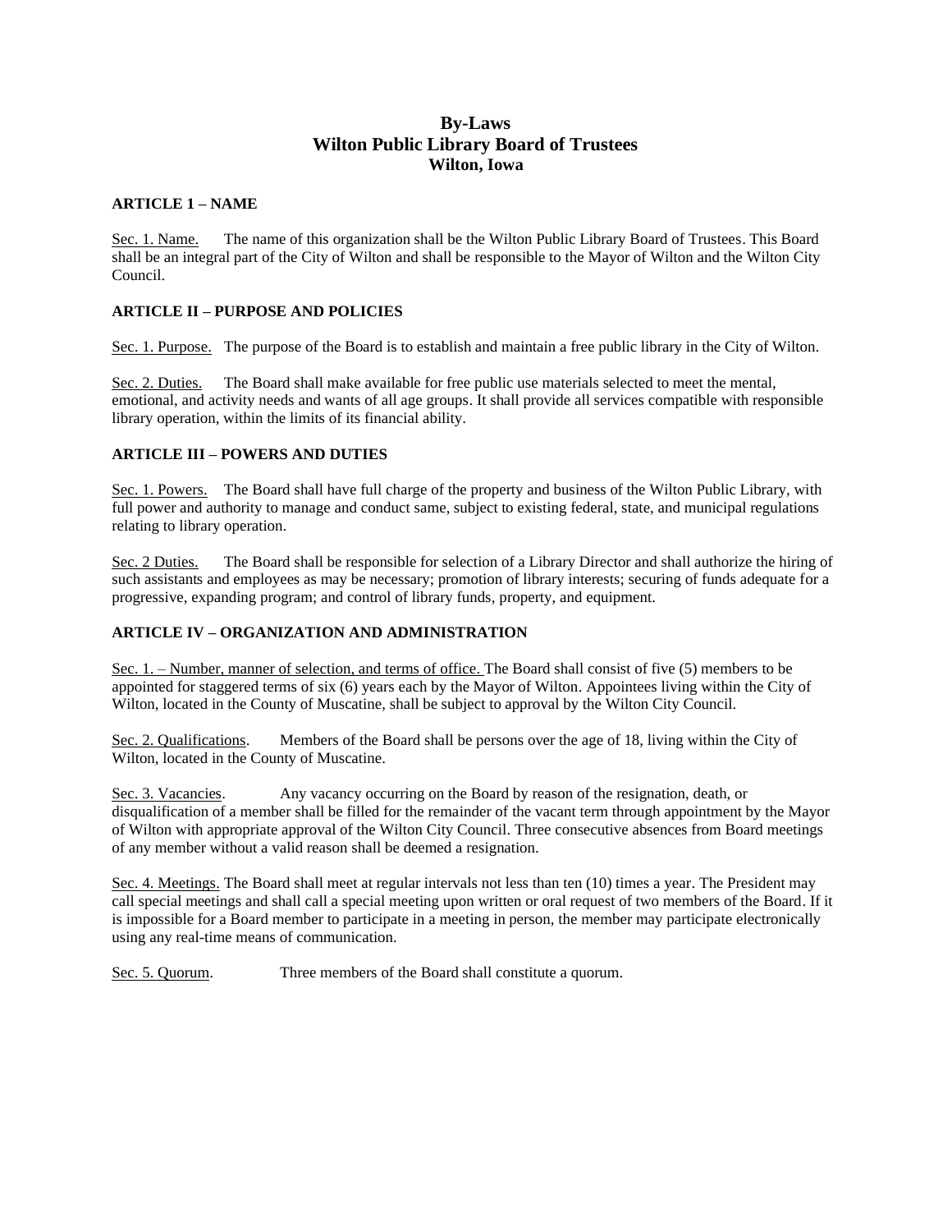# By-Laws
# Wilton Public Library Board of Trustees
# Wilton, Iowa

## ARTICLE 1 – NAME

Sec. 1. Name. The name of this organization shall be the Wilton Public Library Board of Trustees. This Board shall be an integral part of the City of Wilton and shall be responsible to the Mayor of Wilton and the Wilton City Council.

## ARTICLE II – PURPOSE AND POLICIES

Sec. 1. Purpose. The purpose of the Board is to establish and maintain a free public library in the City of Wilton.

Sec. 2. Duties. The Board shall make available for free public use materials selected to meet the mental, emotional, and activity needs and wants of all age groups. It shall provide all services compatible with responsible library operation, within the limits of its financial ability.

## ARTICLE III – POWERS AND DUTIES

Sec. 1. Powers. The Board shall have full charge of the property and business of the Wilton Public Library, with full power and authority to manage and conduct same, subject to existing federal, state, and municipal regulations relating to library operation.

Sec 2 Duties. The Board shall be responsible for selection of a Library Director and shall authorize the hiring of such assistants and employees as may be necessary; promotion of library interests; securing of funds adequate for a progressive, expanding program; and control of library funds, property, and equipment.

## ARTICLE IV – ORGANIZATION AND ADMINISTRATION

Sec. 1. – Number, manner of selection, and terms of office. The Board shall consist of five (5) members to be appointed for staggered terms of six (6) years each by the Mayor of Wilton. Appointees living within the City of Wilton, located in the County of Muscatine, shall be subject to approval by the Wilton City Council.

Sec. 2. Qualifications. Members of the Board shall be persons over the age of 18, living within the City of Wilton, located in the County of Muscatine.

Sec. 3. Vacancies. Any vacancy occurring on the Board by reason of the resignation, death, or disqualification of a member shall be filled for the remainder of the vacant term through appointment by the Mayor of Wilton with appropriate approval of the Wilton City Council. Three consecutive absences from Board meetings of any member without a valid reason shall be deemed a resignation.

Sec. 4. Meetings. The Board shall meet at regular intervals not less than ten (10) times a year. The President may call special meetings and shall call a special meeting upon written or oral request of two members of the Board. If it is impossible for a Board member to participate in a meeting in person, the member may participate electronically using any real-time means of communication.

Sec. 5. Quorum. Three members of the Board shall constitute a quorum.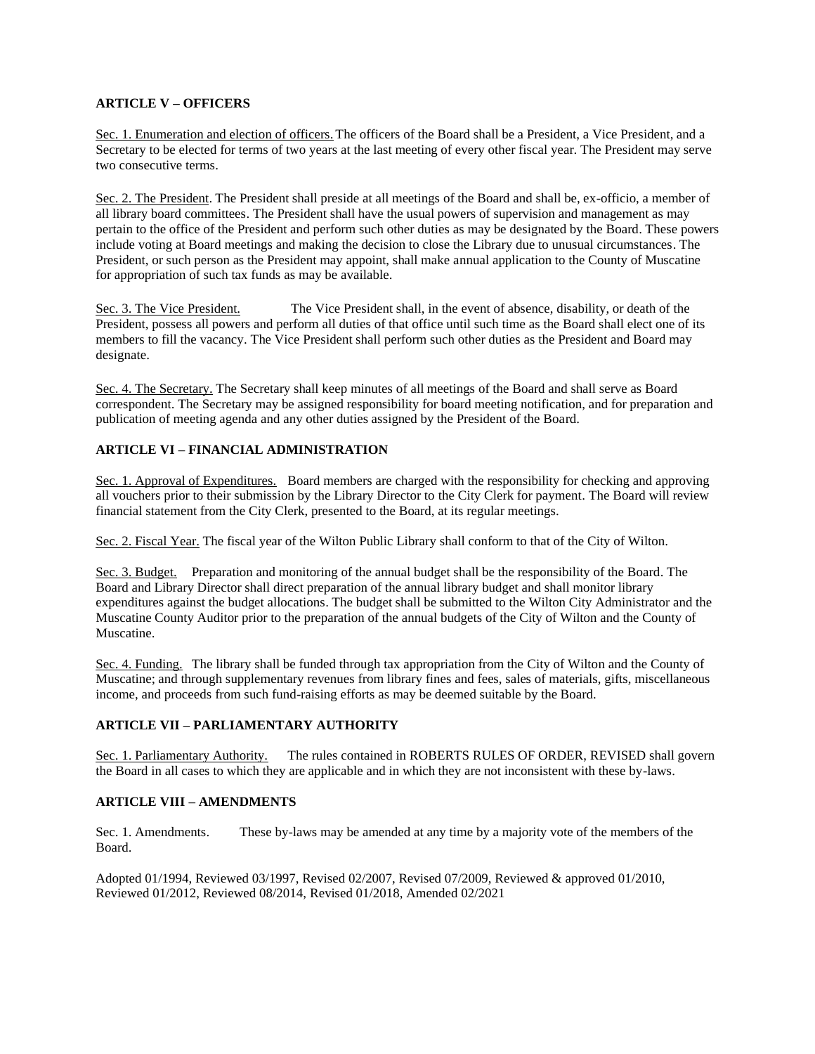**ARTICLE V – OFFICERS**

Sec. 1. Enumeration and election of officers. The officers of the Board shall be a President, a Vice President, and a Secretary to be elected for terms of two years at the last meeting of every other fiscal year. The President may serve two consecutive terms.

Sec. 2. The President. The President shall preside at all meetings of the Board and shall be, ex-officio, a member of all library board committees. The President shall have the usual powers of supervision and management as may pertain to the office of the President and perform such other duties as may be designated by the Board. These powers include voting at Board meetings and making the decision to close the Library due to unusual circumstances. The President, or such person as the President may appoint, shall make annual application to the County of Muscatine for appropriation of such tax funds as may be available.

Sec. 3. The Vice President. The Vice President shall, in the event of absence, disability, or death of the President, possess all powers and perform all duties of that office until such time as the Board shall elect one of its members to fill the vacancy. The Vice President shall perform such other duties as the President and Board may designate.

Sec. 4. The Secretary. The Secretary shall keep minutes of all meetings of the Board and shall serve as Board correspondent. The Secretary may be assigned responsibility for board meeting notification, and for preparation and publication of meeting agenda and any other duties assigned by the President of the Board.

**ARTICLE VI – FINANCIAL ADMINISTRATION**

Sec. 1. Approval of Expenditures. Board members are charged with the responsibility for checking and approving all vouchers prior to their submission by the Library Director to the City Clerk for payment. The Board will review financial statement from the City Clerk, presented to the Board, at its regular meetings.

Sec. 2. Fiscal Year. The fiscal year of the Wilton Public Library shall conform to that of the City of Wilton.

Sec. 3. Budget. Preparation and monitoring of the annual budget shall be the responsibility of the Board. The Board and Library Director shall direct preparation of the annual library budget and shall monitor library expenditures against the budget allocations. The budget shall be submitted to the Wilton City Administrator and the Muscatine County Auditor prior to the preparation of the annual budgets of the City of Wilton and the County of Muscatine.

Sec. 4. Funding. The library shall be funded through tax appropriation from the City of Wilton and the County of Muscatine; and through supplementary revenues from library fines and fees, sales of materials, gifts, miscellaneous income, and proceeds from such fund-raising efforts as may be deemed suitable by the Board.

**ARTICLE VII – PARLIAMENTARY AUTHORITY**

Sec. 1. Parliamentary Authority. The rules contained in ROBERTS RULES OF ORDER, REVISED shall govern the Board in all cases to which they are applicable and in which they are not inconsistent with these by-laws.

**ARTICLE VIII – AMENDMENTS**

Sec. 1. Amendments. These by-laws may be amended at any time by a majority vote of the members of the Board.

Adopted 01/1994, Reviewed 03/1997, Revised 02/2007, Revised 07/2009, Reviewed & approved 01/2010, Reviewed 01/2012, Reviewed 08/2014, Revised 01/2018, Amended 02/2021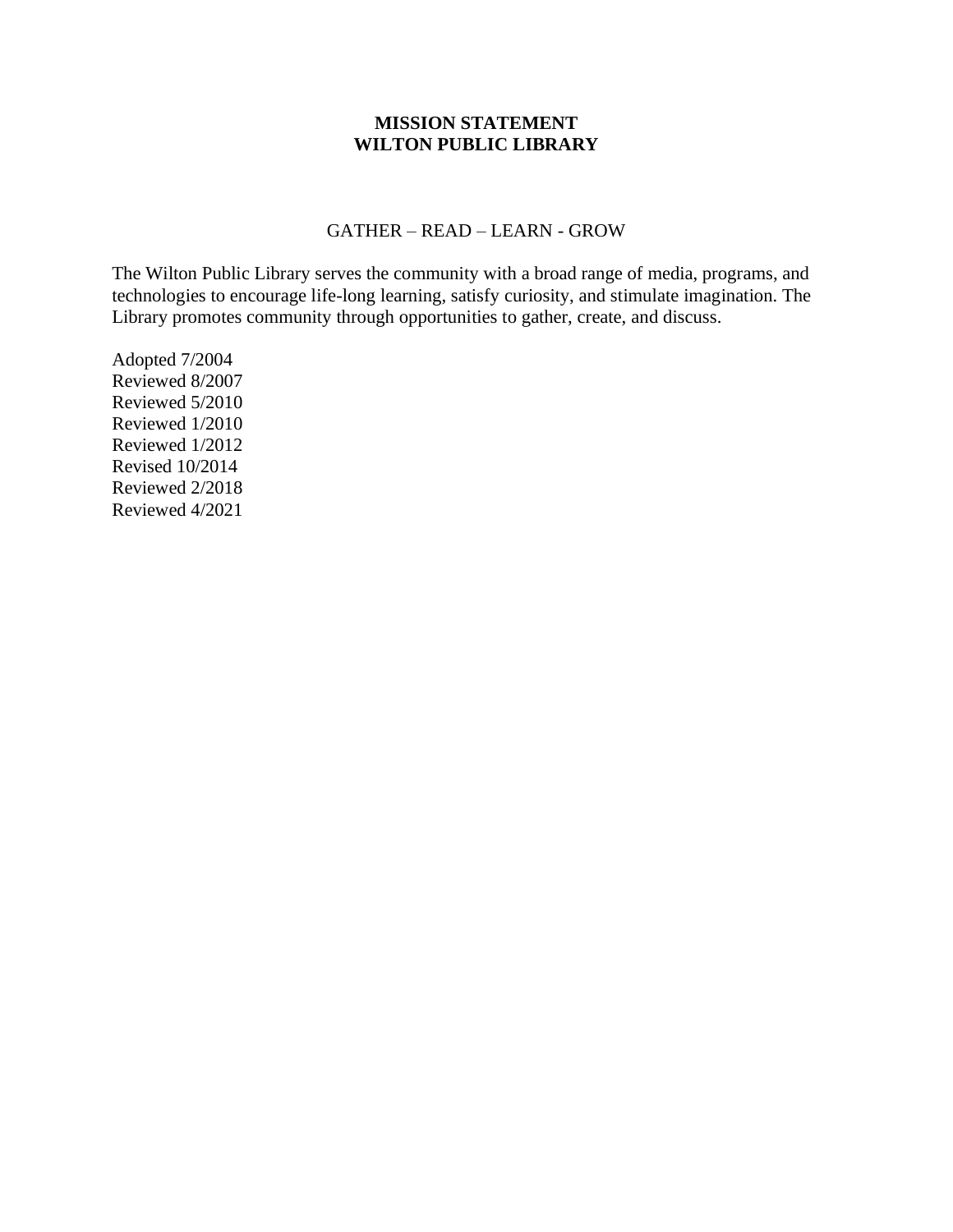# MISSION STATEMENT
# WILTON PUBLIC LIBRARY

GATHER – READ – LEARN - GROW

The Wilton Public Library serves the community with a broad range of media, programs, and technologies to encourage life-long learning, satisfy curiosity, and stimulate imagination. The Library promotes community through opportunities to gather, create, and discuss.

Adopted 7/2004
Reviewed 8/2007
Reviewed 5/2010
Reviewed 1/2010
Reviewed 1/2012
Revised 10/2014
Reviewed 2/2018
Reviewed 4/2021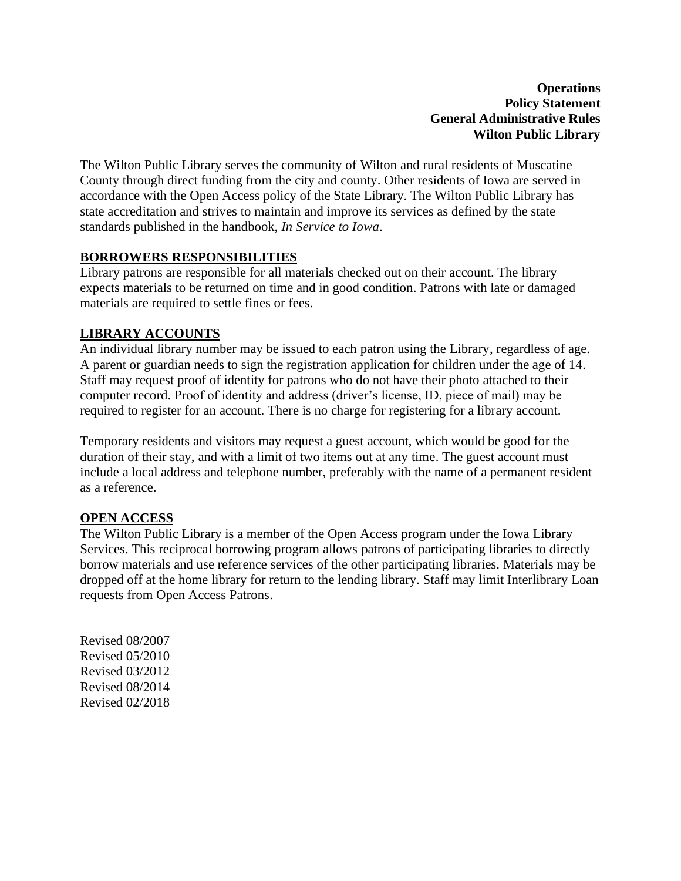**Operations**
**Policy Statement**
**General Administrative Rules**
**Wilton Public Library**

The Wilton Public Library serves the community of Wilton and rural residents of Muscatine County through direct funding from the city and county. Other residents of Iowa are served in accordance with the Open Access policy of the State Library. The Wilton Public Library has state accreditation and strives to maintain and improve its services as defined by the state standards published in the handbook, *In Service to Iowa*.

## BORROWERS RESPONSIBILITIES

Library patrons are responsible for all materials checked out on their account. The library expects materials to be returned on time and in good condition. Patrons with late or damaged materials are required to settle fines or fees.

## LIBRARY ACCOUNTS

An individual library number may be issued to each patron using the Library, regardless of age. A parent or guardian needs to sign the registration application for children under the age of 14. Staff may request proof of identity for patrons who do not have their photo attached to their computer record. Proof of identity and address (driver's license, ID, piece of mail) may be required to register for an account. There is no charge for registering for a library account.

Temporary residents and visitors may request a guest account, which would be good for the duration of their stay, and with a limit of two items out at any time. The guest account must include a local address and telephone number, preferably with the name of a permanent resident as a reference.

## OPEN ACCESS

The Wilton Public Library is a member of the Open Access program under the Iowa Library Services. This reciprocal borrowing program allows patrons of participating libraries to directly borrow materials and use reference services of the other participating libraries. Materials may be dropped off at the home library for return to the lending library. Staff may limit Interlibrary Loan requests from Open Access Patrons.

Revised 08/2007
Revised 05/2010
Revised 03/2012
Revised 08/2014
Revised 02/2018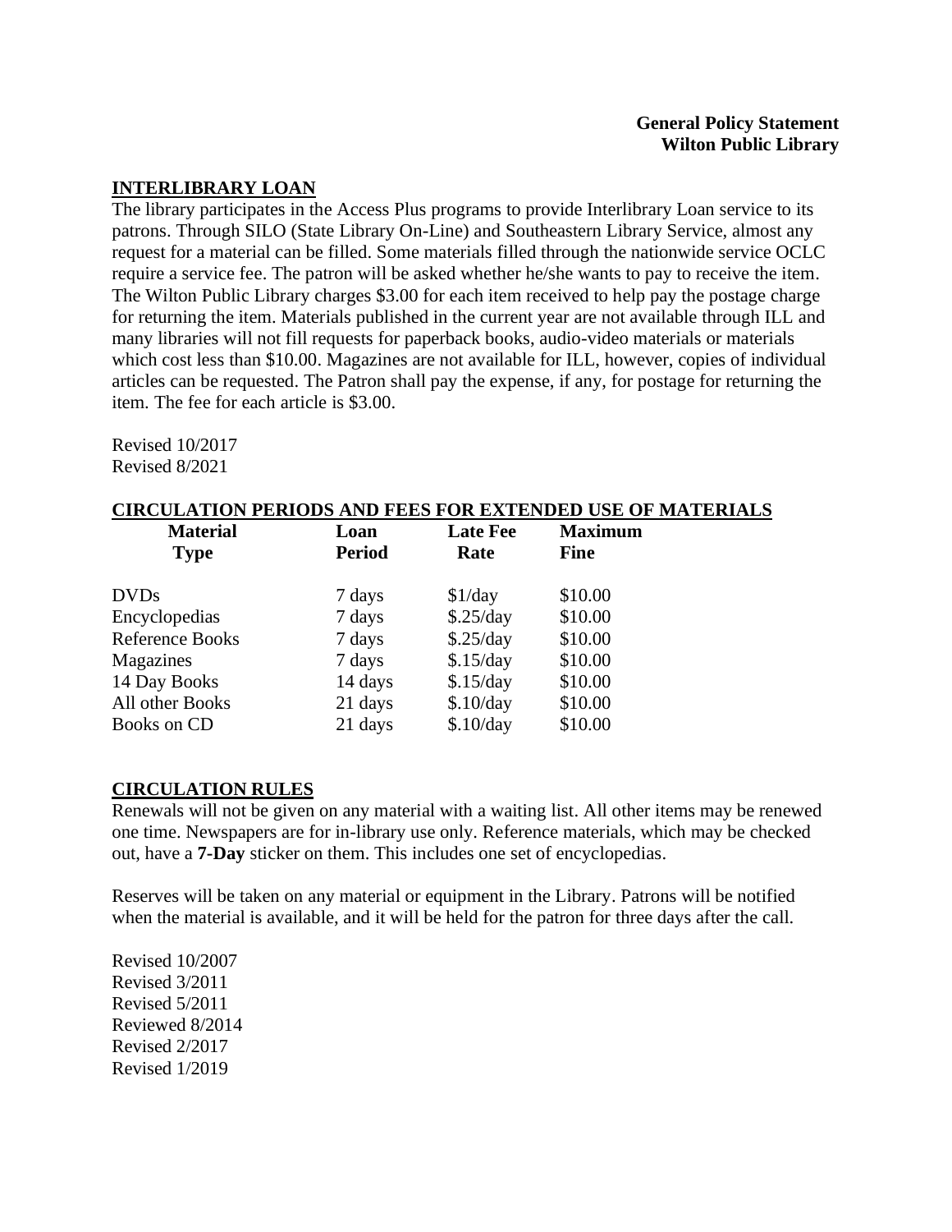**General Policy Statement**
**Wilton Public Library**

## INTERLIBRARY LOAN

The library participates in the Access Plus programs to provide Interlibrary Loan service to its patrons. Through SILO (State Library On-Line) and Southeastern Library Service, almost any request for a material can be filled. Some materials filled through the nationwide service OCLC require a service fee. The patron will be asked whether he/she wants to pay to receive the item. The Wilton Public Library charges $3.00 for each item received to help pay the postage charge for returning the item. Materials published in the current year are not available through ILL and many libraries will not fill requests for paperback books, audio-video materials or materials which cost less than $10.00. Magazines are not available for ILL, however, copies of individual articles can be requested. The Patron shall pay the expense, if any, for postage for returning the item. The fee for each article is $3.00.

Revised 10/2017
Revised 8/2021

## CIRCULATION PERIODS AND FEES FOR EXTENDED USE OF MATERIALS

| Material Type | Loan Period | Late Fee Rate | Maximum Fine |
|---|---|---|---|
| DVDs | 7 days | $1/day | $10.00 |
| Encyclopedias | 7 days | $.25/day | $10.00 |
| Reference Books | 7 days | $.25/day | $10.00 |
| Magazines | 7 days | $.15/day | $10.00 |
| 14 Day Books | 14 days | $.15/day | $10.00 |
| All other Books | 21 days | $.10/day | $10.00 |
| Books on CD | 21 days | $.10/day | $10.00 |

## CIRCULATION RULES

Renewals will not be given on any material with a waiting list. All other items may be renewed one time. Newspapers are for in-library use only. Reference materials, which may be checked out, have a **7-Day** sticker on them. This includes one set of encyclopedias.

Reserves will be taken on any material or equipment in the Library. Patrons will be notified when the material is available, and it will be held for the patron for three days after the call.

Revised 10/2007
Revised 3/2011
Revised 5/2011
Reviewed 8/2014
Revised 2/2017
Revised 1/2019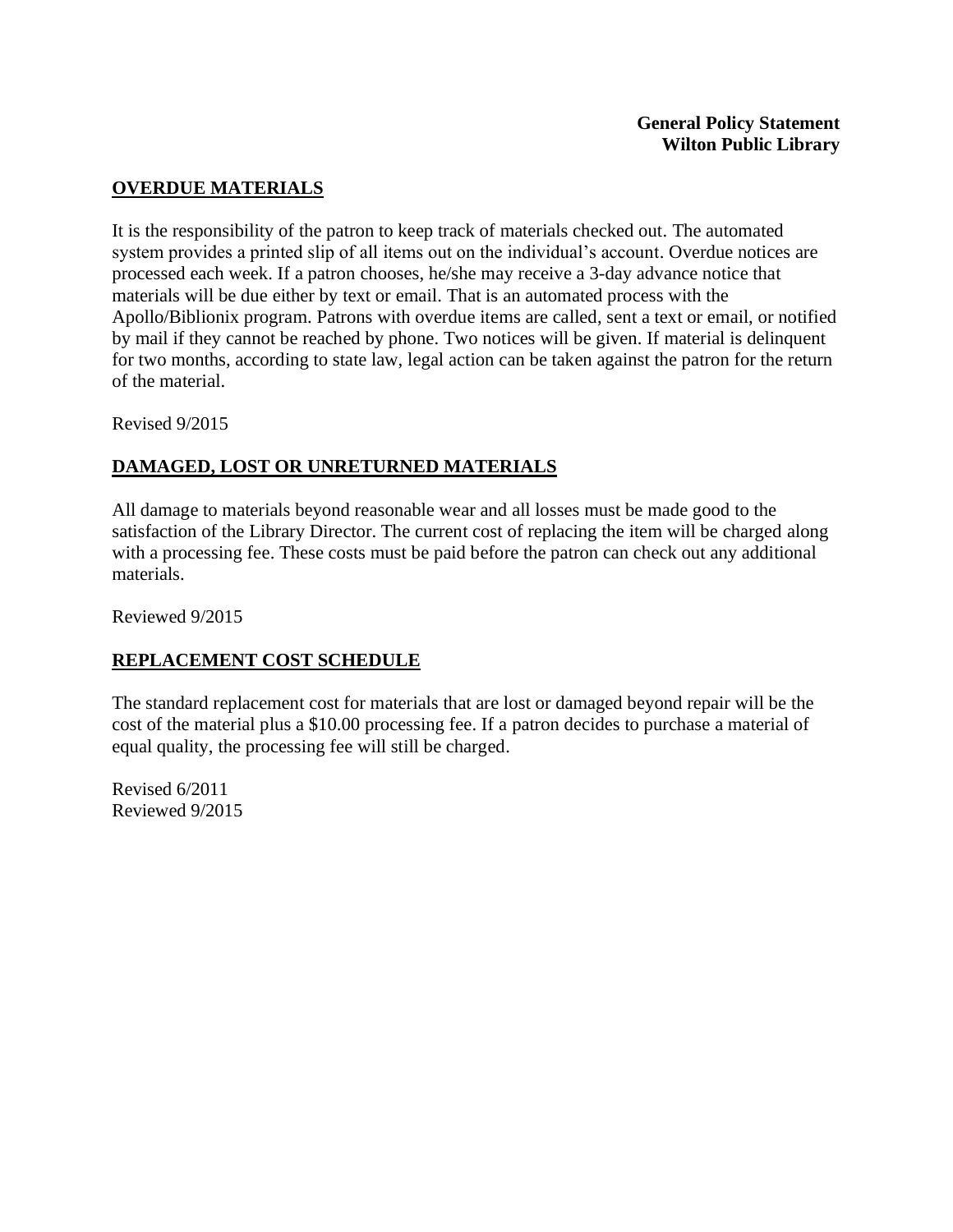**General Policy Statement**
**Wilton Public Library**

## OVERDUE MATERIALS

It is the responsibility of the patron to keep track of materials checked out. The automated system provides a printed slip of all items out on the individual's account. Overdue notices are processed each week. If a patron chooses, he/she may receive a 3-day advance notice that materials will be due either by text or email. That is an automated process with the Apollo/Biblionix program. Patrons with overdue items are called, sent a text or email, or notified by mail if they cannot be reached by phone. Two notices will be given. If material is delinquent for two months, according to state law, legal action can be taken against the patron for the return of the material.

Revised 9/2015

## DAMAGED, LOST OR UNRETURNED MATERIALS

All damage to materials beyond reasonable wear and all losses must be made good to the satisfaction of the Library Director. The current cost of replacing the item will be charged along with a processing fee. These costs must be paid before the patron can check out any additional materials.

Reviewed 9/2015

## REPLACEMENT COST SCHEDULE

The standard replacement cost for materials that are lost or damaged beyond repair will be the cost of the material plus a $10.00 processing fee. If a patron decides to purchase a material of equal quality, the processing fee will still be charged.

Revised 6/2011
Reviewed 9/2015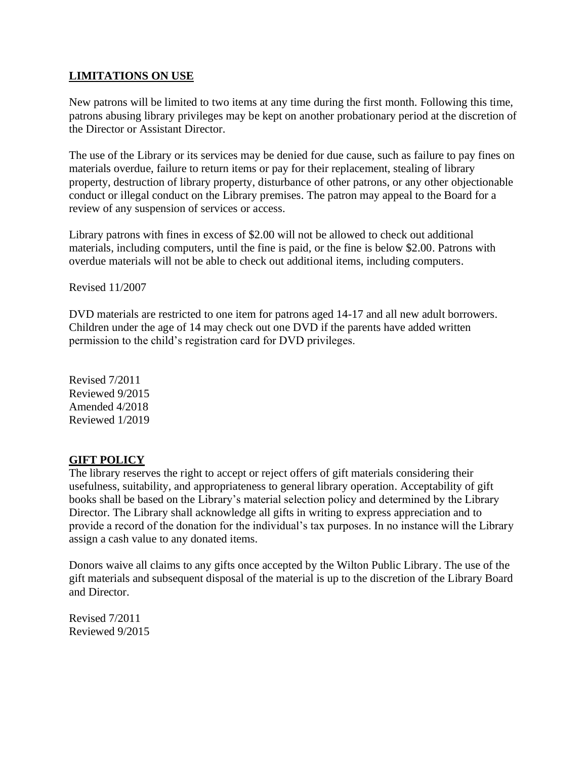## LIMITATIONS ON USE

New patrons will be limited to two items at any time during the first month. Following this time, patrons abusing library privileges may be kept on another probationary period at the discretion of the Director or Assistant Director.

The use of the Library or its services may be denied for due cause, such as failure to pay fines on materials overdue, failure to return items or pay for their replacement, stealing of library property, destruction of library property, disturbance of other patrons, or any other objectionable conduct or illegal conduct on the Library premises. The patron may appeal to the Board for a review of any suspension of services or access.

Library patrons with fines in excess of $2.00 will not be allowed to check out additional materials, including computers, until the fine is paid, or the fine is below $2.00. Patrons with overdue materials will not be able to check out additional items, including computers.

Revised 11/2007

DVD materials are restricted to one item for patrons aged 14-17 and all new adult borrowers. Children under the age of 14 may check out one DVD if the parents have added written permission to the child's registration card for DVD privileges.

Revised 7/2011
Reviewed 9/2015
Amended 4/2018
Reviewed 1/2019

## GIFT POLICY

The library reserves the right to accept or reject offers of gift materials considering their usefulness, suitability, and appropriateness to general library operation. Acceptability of gift books shall be based on the Library's material selection policy and determined by the Library Director. The Library shall acknowledge all gifts in writing to express appreciation and to provide a record of the donation for the individual's tax purposes. In no instance will the Library assign a cash value to any donated items.

Donors waive all claims to any gifts once accepted by the Wilton Public Library. The use of the gift materials and subsequent disposal of the material is up to the discretion of the Library Board and Director.

Revised 7/2011
Reviewed 9/2015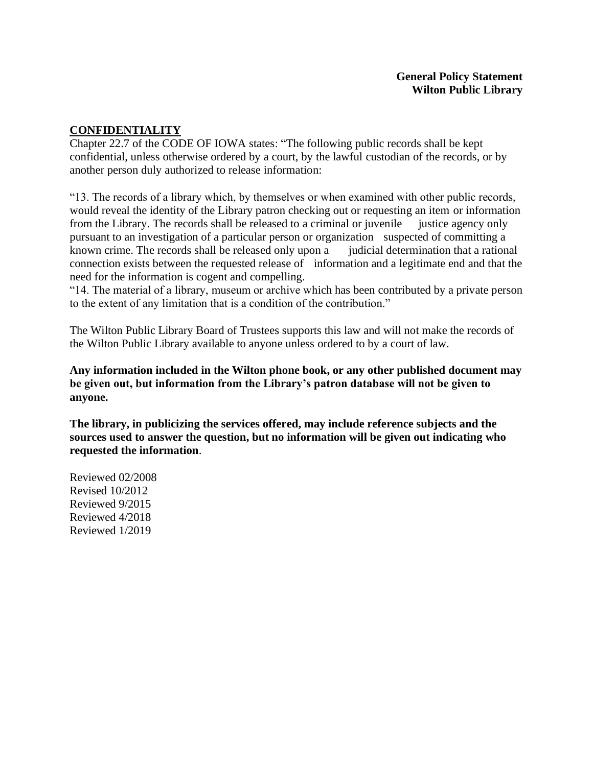**General Policy Statement**
**Wilton Public Library**

## CONFIDENTIALITY

Chapter 22.7 of the CODE OF IOWA states: "The following public records shall be kept confidential, unless otherwise ordered by a court, by the lawful custodian of the records, or by another person duly authorized to release information:

"13. The records of a library which, by themselves or when examined with other public records, would reveal the identity of the Library patron checking out or requesting an item or information from the Library. The records shall be released to a criminal or juvenile justice agency only pursuant to an investigation of a particular person or organization suspected of committing a known crime. The records shall be released only upon a judicial determination that a rational connection exists between the requested release of information and a legitimate end and that the need for the information is cogent and compelling.

"14. The material of a library, museum or archive which has been contributed by a private person to the extent of any limitation that is a condition of the contribution."

The Wilton Public Library Board of Trustees supports this law and will not make the records of the Wilton Public Library available to anyone unless ordered to by a court of law.

**Any information included in the Wilton phone book, or any other published document may be given out, but information from the Library's patron database will not be given to anyone.**

**The library, in publicizing the services offered, may include reference subjects and the sources used to answer the question, but no information will be given out indicating who requested the information**.

Reviewed 02/2008
Revised 10/2012
Reviewed 9/2015
Reviewed 4/2018
Reviewed 1/2019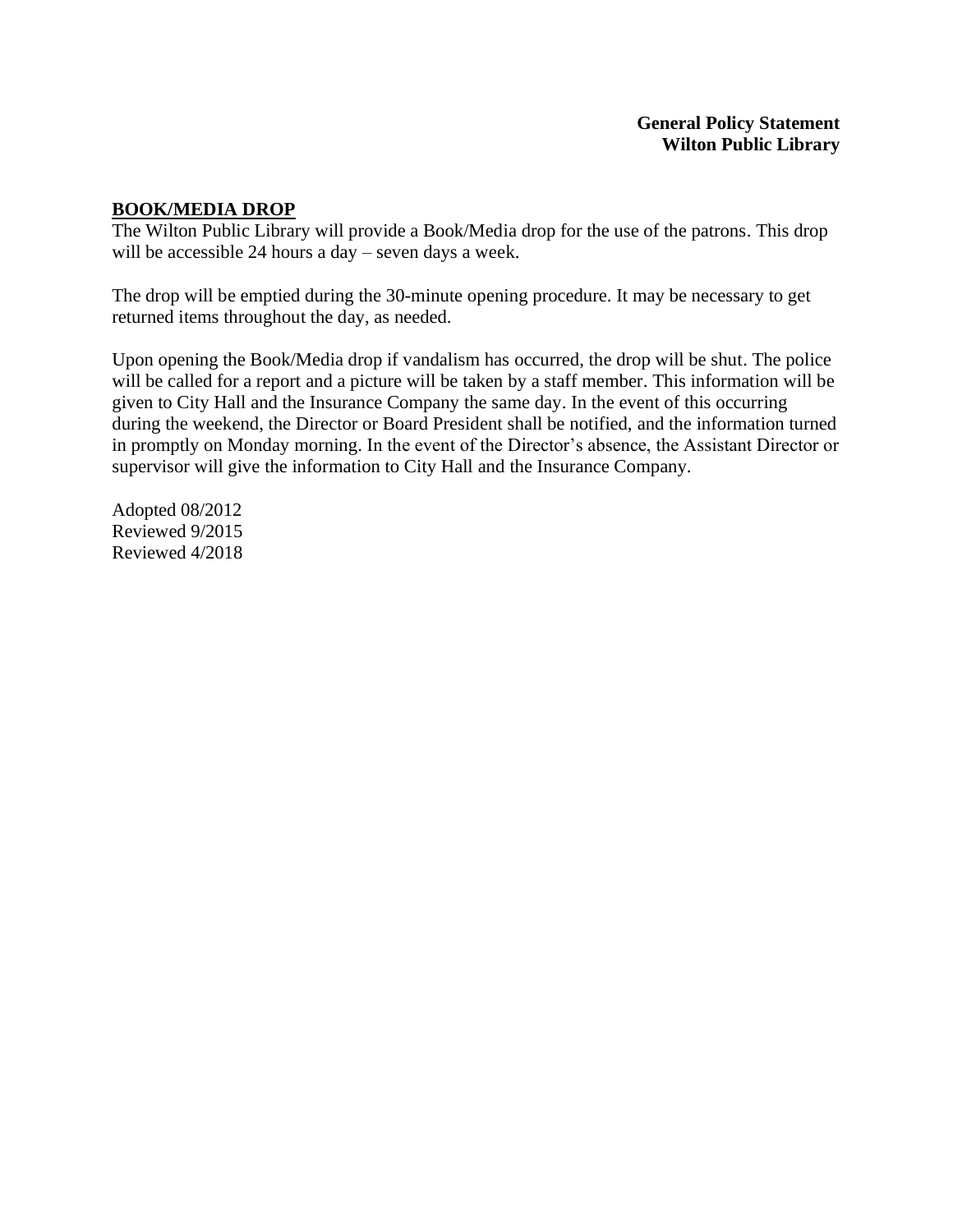**General Policy Statement**
**Wilton Public Library**

## BOOK/MEDIA DROP

The Wilton Public Library will provide a Book/Media drop for the use of the patrons. This drop will be accessible 24 hours a day – seven days a week.

The drop will be emptied during the 30-minute opening procedure. It may be necessary to get returned items throughout the day, as needed.

Upon opening the Book/Media drop if vandalism has occurred, the drop will be shut. The police will be called for a report and a picture will be taken by a staff member. This information will be given to City Hall and the Insurance Company the same day. In the event of this occurring during the weekend, the Director or Board President shall be notified, and the information turned in promptly on Monday morning. In the event of the Director's absence, the Assistant Director or supervisor will give the information to City Hall and the Insurance Company.

Adopted 08/2012
Reviewed 9/2015
Reviewed 4/2018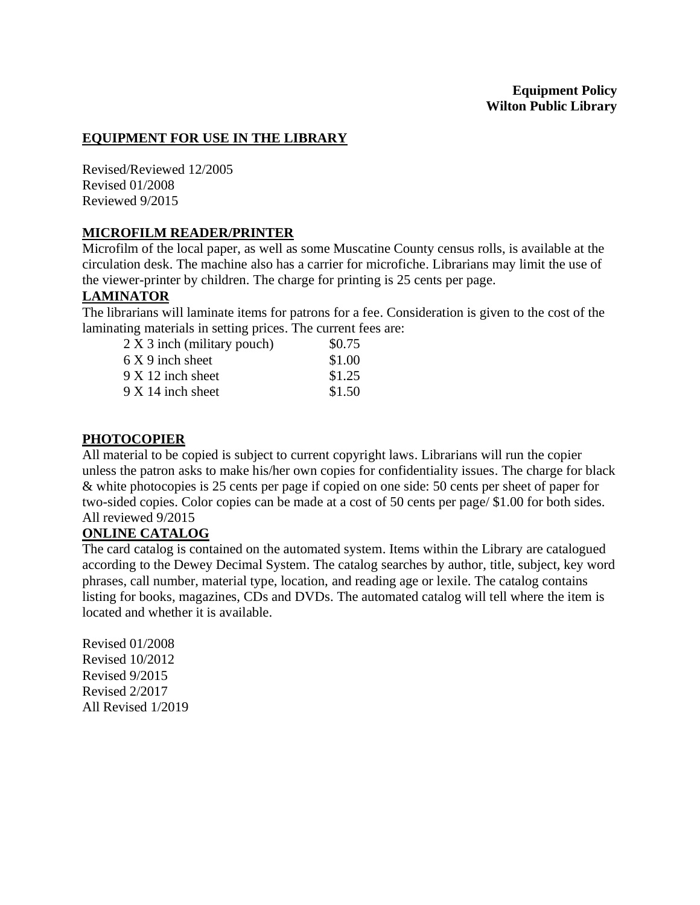**Equipment Policy**
**Wilton Public Library**

## EQUIPMENT FOR USE IN THE LIBRARY

Revised/Reviewed 12/2005
Revised 01/2008
Reviewed 9/2015

### MICROFILM READER/PRINTER

Microfilm of the local paper, as well as some Muscatine County census rolls, is available at the circulation desk. The machine also has a carrier for microfiche. Librarians may limit the use of the viewer-printer by children. The charge for printing is 25 cents per page.

### LAMINATOR

The librarians will laminate items for patrons for a fee. Consideration is given to the cost of the laminating materials in setting prices. The current fees are:

| | |
|---|---|
| 2 X 3 inch (military pouch) | $0.75 |
| 6 X 9 inch sheet | $1.00 |
| 9 X 12 inch sheet | $1.25 |
| 9 X 14 inch sheet | $1.50 |

### PHOTOCOPIER

All material to be copied is subject to current copyright laws. Librarians will run the copier unless the patron asks to make his/her own copies for confidentiality issues. The charge for black & white photocopies is 25 cents per page if copied on one side: 50 cents per sheet of paper for two-sided copies. Color copies can be made at a cost of 50 cents per page/ $1.00 for both sides.
All reviewed 9/2015

### ONLINE CATALOG

The card catalog is contained on the automated system. Items within the Library are catalogued according to the Dewey Decimal System. The catalog searches by author, title, subject, key word phrases, call number, material type, location, and reading age or lexile. The catalog contains listing for books, magazines, CDs and DVDs. The automated catalog will tell where the item is located and whether it is available.

Revised 01/2008
Revised 10/2012
Revised 9/2015
Revised 2/2017
All Revised 1/2019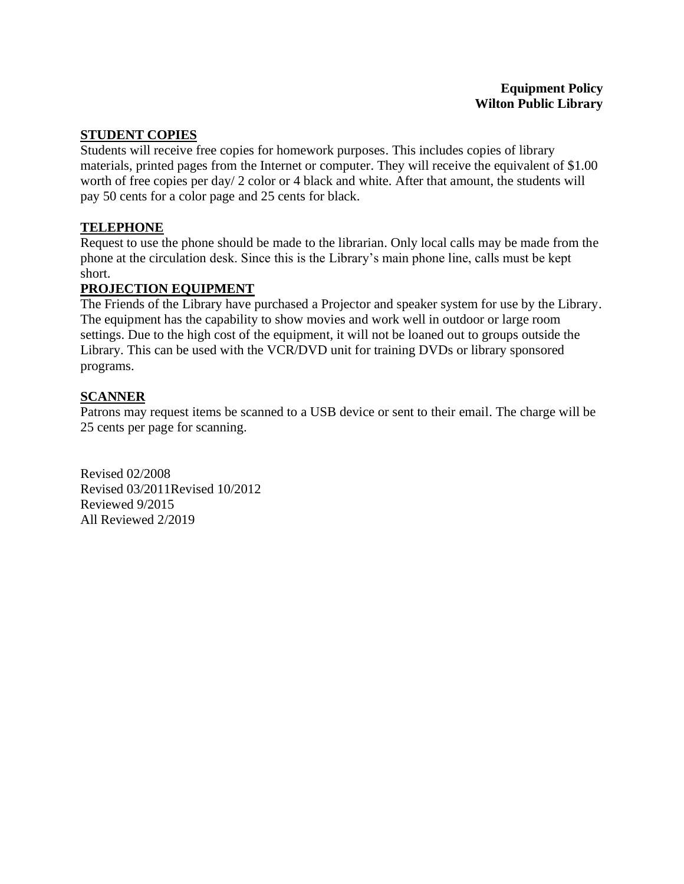**Equipment Policy**
**Wilton Public Library**

## STUDENT COPIES

Students will receive free copies for homework purposes. This includes copies of library materials, printed pages from the Internet or computer. They will receive the equivalent of $1.00 worth of free copies per day/ 2 color or 4 black and white. After that amount, the students will pay 50 cents for a color page and 25 cents for black.

## TELEPHONE

Request to use the phone should be made to the librarian. Only local calls may be made from the phone at the circulation desk. Since this is the Library's main phone line, calls must be kept short.

## PROJECTION EQUIPMENT

The Friends of the Library have purchased a Projector and speaker system for use by the Library. The equipment has the capability to show movies and work well in outdoor or large room settings. Due to the high cost of the equipment, it will not be loaned out to groups outside the Library. This can be used with the VCR/DVD unit for training DVDs or library sponsored programs.

## SCANNER

Patrons may request items be scanned to a USB device or sent to their email. The charge will be 25 cents per page for scanning.

Revised 02/2008
Revised 03/2011Revised 10/2012
Reviewed 9/2015
All Reviewed 2/2019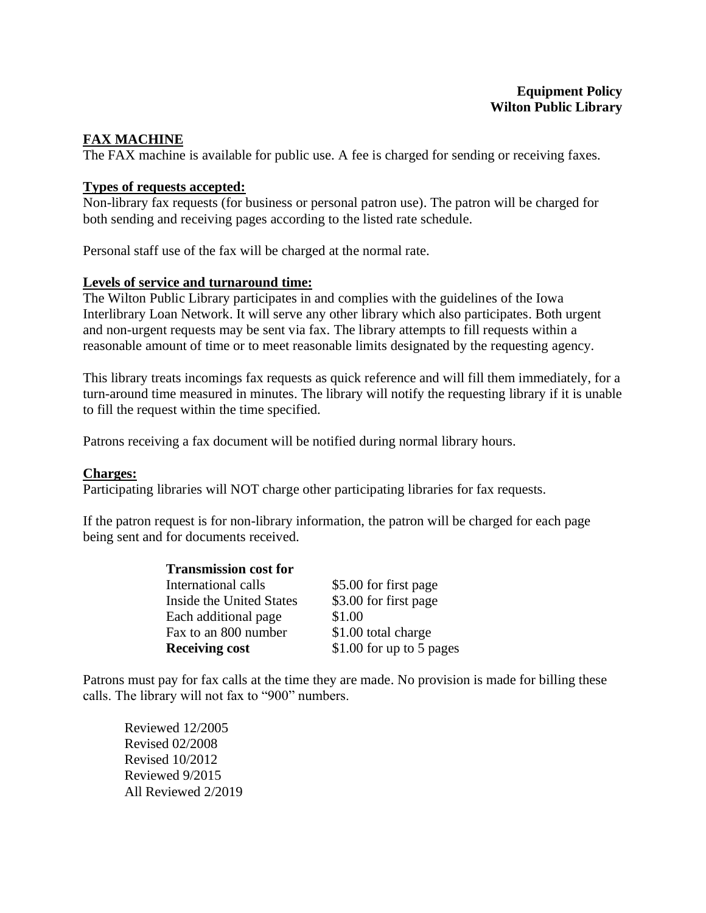**Equipment Policy**
**Wilton Public Library**

## FAX MACHINE

The FAX machine is available for public use. A fee is charged for sending or receiving faxes.

### Types of requests accepted:

Non-library fax requests (for business or personal patron use). The patron will be charged for both sending and receiving pages according to the listed rate schedule.

Personal staff use of the fax will be charged at the normal rate.

### Levels of service and turnaround time:

The Wilton Public Library participates in and complies with the guidelines of the Iowa Interlibrary Loan Network. It will serve any other library which also participates. Both urgent and non-urgent requests may be sent via fax. The library attempts to fill requests within a reasonable amount of time or to meet reasonable limits designated by the requesting agency.

This library treats incomings fax requests as quick reference and will fill them immediately, for a turn-around time measured in minutes. The library will notify the requesting library if it is unable to fill the request within the time specified.

Patrons receiving a fax document will be notified during normal library hours.

### Charges:

Participating libraries will NOT charge other participating libraries for fax requests.

If the patron request is for non-library information, the patron will be charged for each page being sent and for documents received.

| | |
|---|---|
| **Transmission cost for** | |
| International calls | $5.00 for first page |
| Inside the United States | $3.00 for first page |
| Each additional page | $1.00 |
| Fax to an 800 number | $1.00 total charge |
| **Receiving cost** | $1.00 for up to 5 pages |

Patrons must pay for fax calls at the time they are made. No provision is made for billing these calls. The library will not fax to "900" numbers.

Reviewed 12/2005
Revised 02/2008
Revised 10/2012
Reviewed 9/2015
All Reviewed 2/2019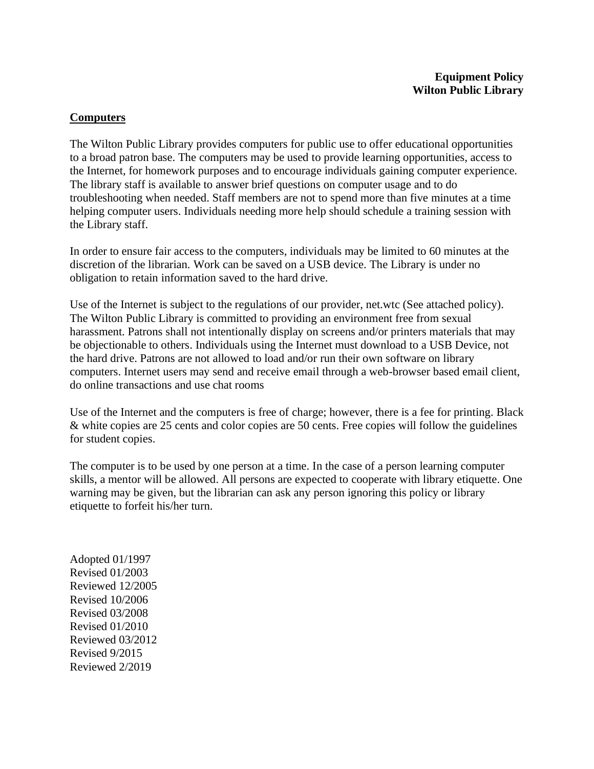**Equipment Policy**
**Wilton Public Library**

## Computers

The Wilton Public Library provides computers for public use to offer educational opportunities to a broad patron base. The computers may be used to provide learning opportunities, access to the Internet, for homework purposes and to encourage individuals gaining computer experience. The library staff is available to answer brief questions on computer usage and to do troubleshooting when needed. Staff members are not to spend more than five minutes at a time helping computer users. Individuals needing more help should schedule a training session with the Library staff.

In order to ensure fair access to the computers, individuals may be limited to 60 minutes at the discretion of the librarian. Work can be saved on a USB device. The Library is under no obligation to retain information saved to the hard drive.

Use of the Internet is subject to the regulations of our provider, net.wtc (See attached policy). The Wilton Public Library is committed to providing an environment free from sexual harassment. Patrons shall not intentionally display on screens and/or printers materials that may be objectionable to others. Individuals using the Internet must download to a USB Device, not the hard drive. Patrons are not allowed to load and/or run their own software on library computers. Internet users may send and receive email through a web-browser based email client, do online transactions and use chat rooms

Use of the Internet and the computers is free of charge; however, there is a fee for printing. Black & white copies are 25 cents and color copies are 50 cents. Free copies will follow the guidelines for student copies.

The computer is to be used by one person at a time. In the case of a person learning computer skills, a mentor will be allowed. All persons are expected to cooperate with library etiquette. One warning may be given, but the librarian can ask any person ignoring this policy or library etiquette to forfeit his/her turn.

Adopted 01/1997
Revised 01/2003
Reviewed 12/2005
Revised 10/2006
Revised 03/2008
Revised 01/2010
Reviewed 03/2012
Revised 9/2015
Reviewed 2/2019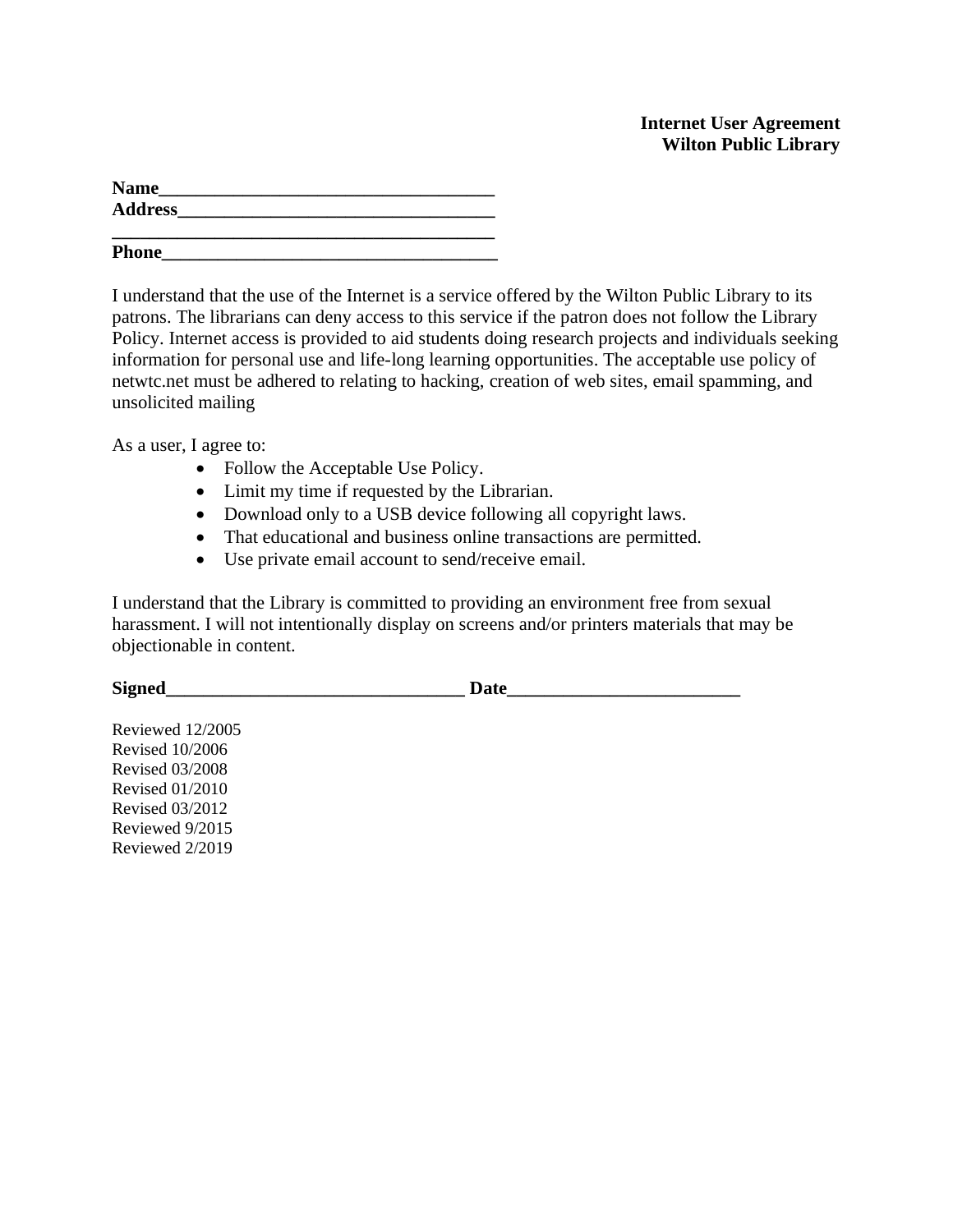**Internet User Agreement**
**Wilton Public Library**

**Name**_____________________________________
**Address**___________________________________
_____________________________________________
**Phone**_____________________________________

I understand that the use of the Internet is a service offered by the Wilton Public Library to its patrons. The librarians can deny access to this service if the patron does not follow the Library Policy. Internet access is provided to aid students doing research projects and individuals seeking information for personal use and life-long learning opportunities. The acceptable use policy of netwtc.net must be adhered to relating to hacking, creation of web sites, email spamming, and unsolicited mailing

As a user, I agree to:

- Follow the Acceptable Use Policy.
- Limit my time if requested by the Librarian.
- Download only to a USB device following all copyright laws.
- That educational and business online transactions are permitted.
- Use private email account to send/receive email.

I understand that the Library is committed to providing an environment free from sexual harassment. I will not intentionally display on screens and/or printers materials that may be objectionable in content.

**Signed**________________________________ **Date**_________________________

Reviewed 12/2005
Revised 10/2006
Revised 03/2008
Revised 01/2010
Revised 03/2012
Reviewed 9/2015
Reviewed 2/2019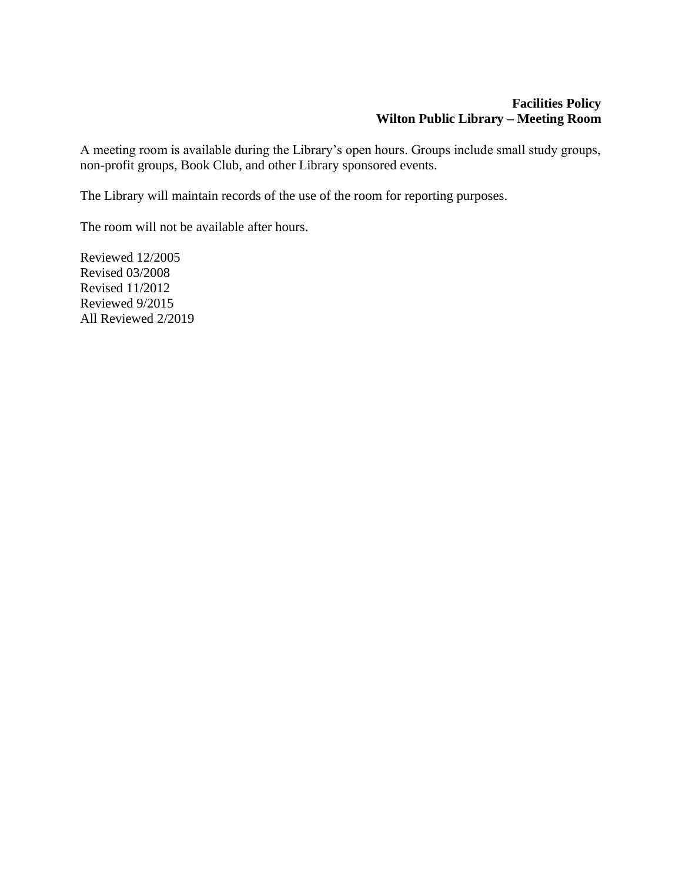**Facilities Policy**
**Wilton Public Library – Meeting Room**

A meeting room is available during the Library's open hours. Groups include small study groups, non-profit groups, Book Club, and other Library sponsored events.

The Library will maintain records of the use of the room for reporting purposes.

The room will not be available after hours.

Reviewed 12/2005
Revised 03/2008
Revised 11/2012
Reviewed 9/2015
All Reviewed 2/2019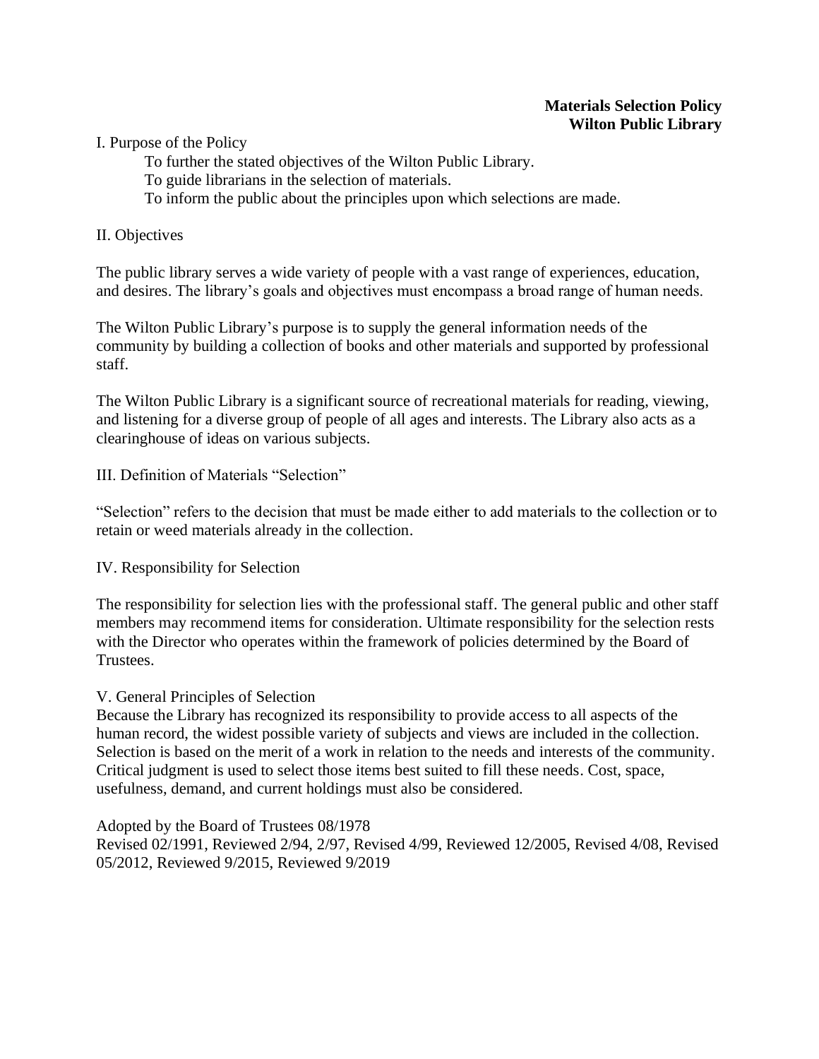**Materials Selection Policy**
**Wilton Public Library**

I. Purpose of the Policy

To further the stated objectives of the Wilton Public Library.
To guide librarians in the selection of materials.
To inform the public about the principles upon which selections are made.

II. Objectives

The public library serves a wide variety of people with a vast range of experiences, education, and desires. The library's goals and objectives must encompass a broad range of human needs.

The Wilton Public Library's purpose is to supply the general information needs of the community by building a collection of books and other materials and supported by professional staff.

The Wilton Public Library is a significant source of recreational materials for reading, viewing, and listening for a diverse group of people of all ages and interests. The Library also acts as a clearinghouse of ideas on various subjects.

III. Definition of Materials "Selection"

"Selection" refers to the decision that must be made either to add materials to the collection or to retain or weed materials already in the collection.

IV. Responsibility for Selection

The responsibility for selection lies with the professional staff. The general public and other staff members may recommend items for consideration. Ultimate responsibility for the selection rests with the Director who operates within the framework of policies determined by the Board of Trustees.

V. General Principles of Selection

Because the Library has recognized its responsibility to provide access to all aspects of the human record, the widest possible variety of subjects and views are included in the collection. Selection is based on the merit of a work in relation to the needs and interests of the community. Critical judgment is used to select those items best suited to fill these needs. Cost, space, usefulness, demand, and current holdings must also be considered.

Adopted by the Board of Trustees 08/1978
Revised 02/1991, Reviewed 2/94, 2/97, Revised 4/99, Reviewed 12/2005, Revised 4/08, Revised 05/2012, Reviewed 9/2015, Reviewed 9/2019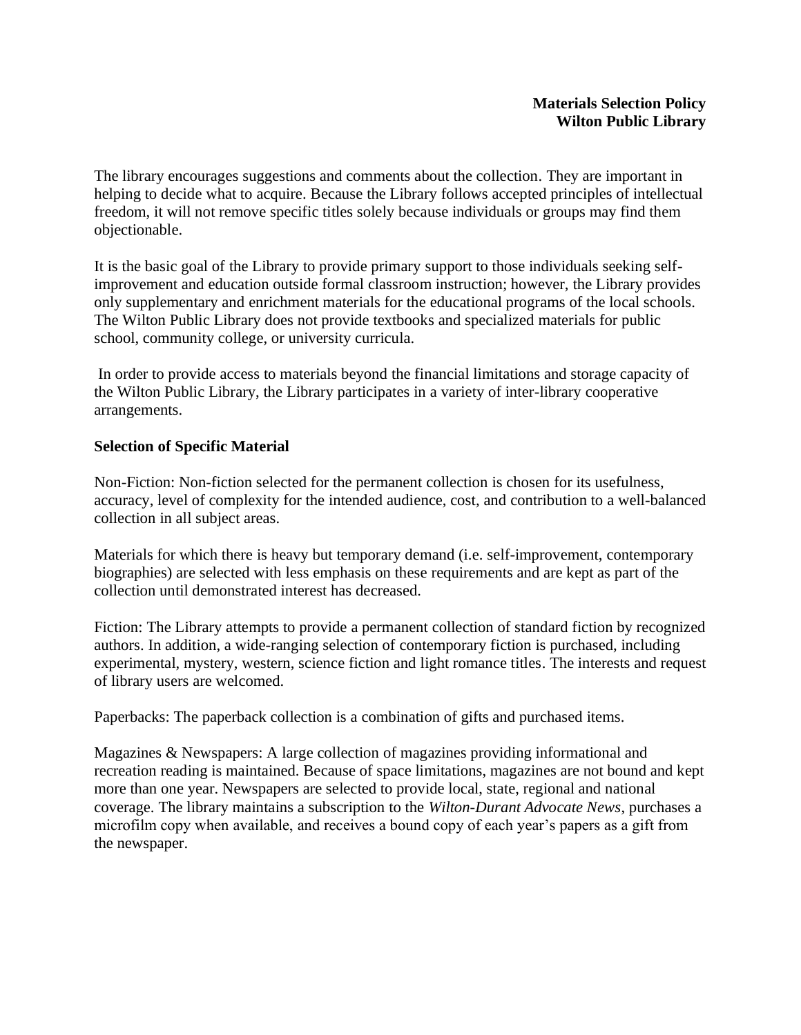**Materials Selection Policy**
**Wilton Public Library**

The library encourages suggestions and comments about the collection. They are important in helping to decide what to acquire. Because the Library follows accepted principles of intellectual freedom, it will not remove specific titles solely because individuals or groups may find them objectionable.

It is the basic goal of the Library to provide primary support to those individuals seeking self-improvement and education outside formal classroom instruction; however, the Library provides only supplementary and enrichment materials for the educational programs of the local schools. The Wilton Public Library does not provide textbooks and specialized materials for public school, community college, or university curricula.

In order to provide access to materials beyond the financial limitations and storage capacity of the Wilton Public Library, the Library participates in a variety of inter-library cooperative arrangements.

**Selection of Specific Material**

Non-Fiction: Non-fiction selected for the permanent collection is chosen for its usefulness, accuracy, level of complexity for the intended audience, cost, and contribution to a well-balanced collection in all subject areas.

Materials for which there is heavy but temporary demand (i.e. self-improvement, contemporary biographies) are selected with less emphasis on these requirements and are kept as part of the collection until demonstrated interest has decreased.

Fiction: The Library attempts to provide a permanent collection of standard fiction by recognized authors. In addition, a wide-ranging selection of contemporary fiction is purchased, including experimental, mystery, western, science fiction and light romance titles. The interests and request of library users are welcomed.

Paperbacks: The paperback collection is a combination of gifts and purchased items.

Magazines & Newspapers: A large collection of magazines providing informational and recreation reading is maintained. Because of space limitations, magazines are not bound and kept more than one year. Newspapers are selected to provide local, state, regional and national coverage. The library maintains a subscription to the *Wilton-Durant Advocate News*, purchases a microfilm copy when available, and receives a bound copy of each year's papers as a gift from the newspaper.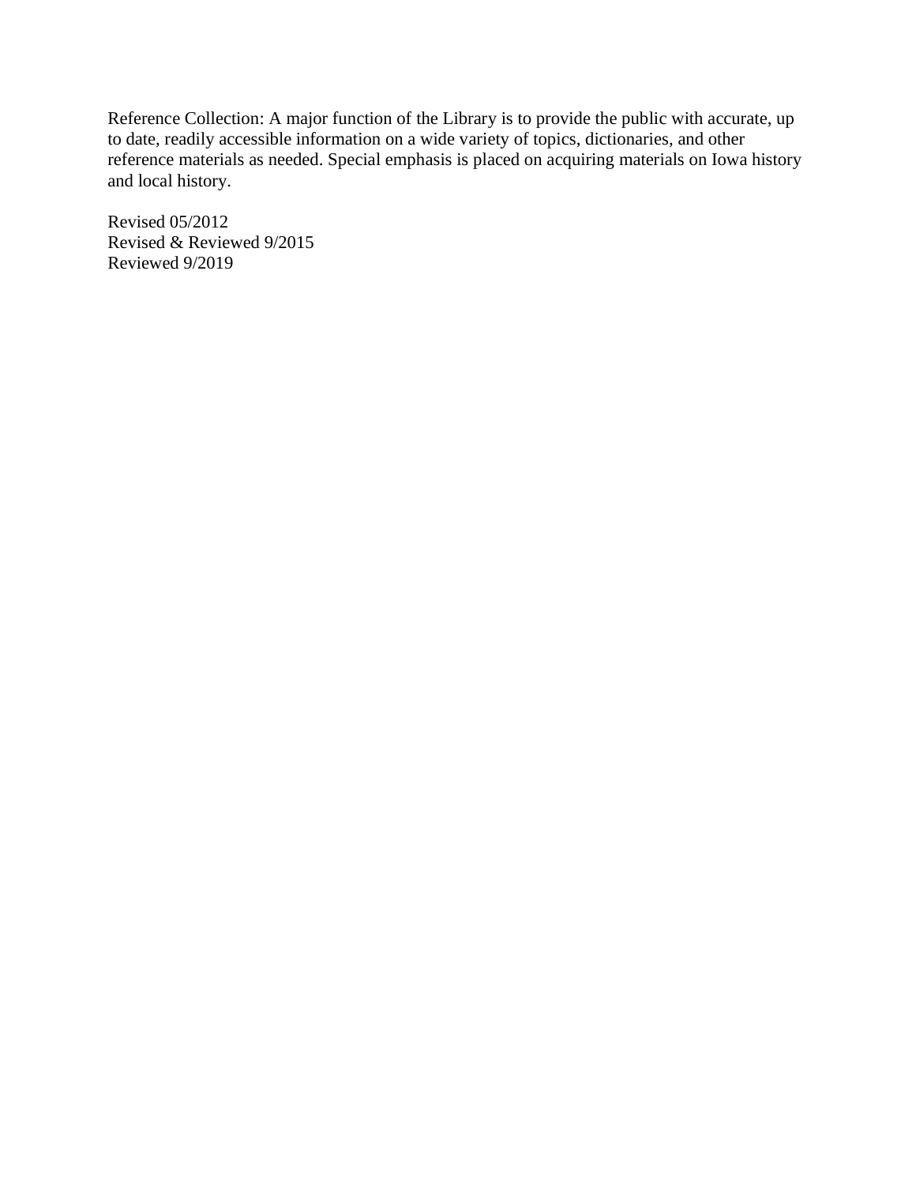Reference Collection: A major function of the Library is to provide the public with accurate, up to date, readily accessible information on a wide variety of topics, dictionaries, and other reference materials as needed. Special emphasis is placed on acquiring materials on Iowa history and local history.

Revised 05/2012
Revised & Reviewed 9/2015
Reviewed 9/2019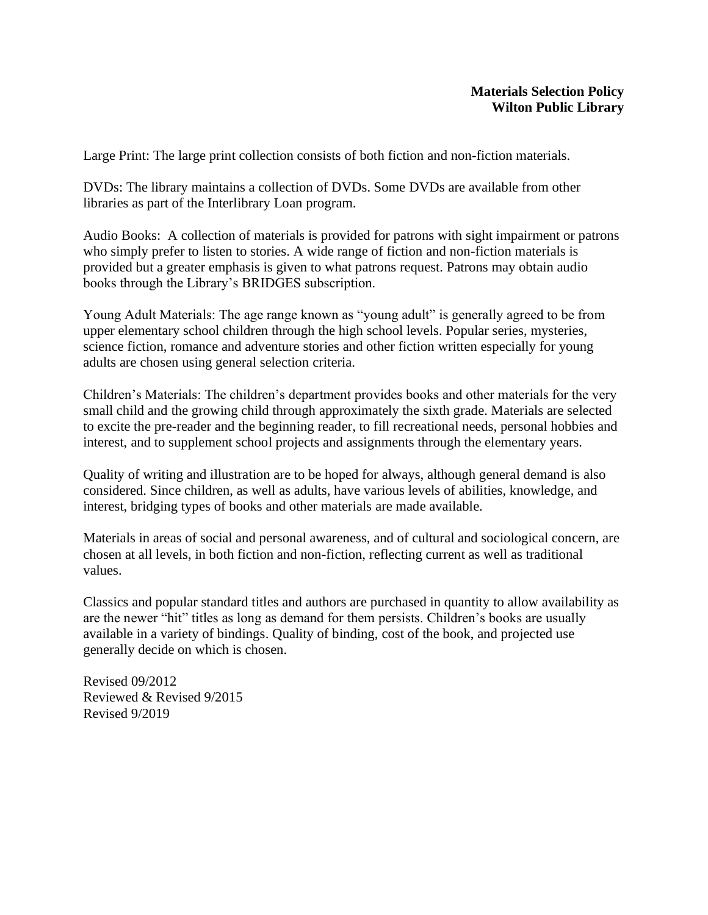Large Print: The large print collection consists of both fiction and non-fiction materials.

DVDs: The library maintains a collection of DVDs. Some DVDs are available from other libraries as part of the Interlibrary Loan program.

Audio Books: A collection of materials is provided for patrons with sight impairment or patrons who simply prefer to listen to stories. A wide range of fiction and non-fiction materials is provided but a greater emphasis is given to what patrons request. Patrons may obtain audio books through the Library's BRIDGES subscription.

Young Adult Materials: The age range known as "young adult" is generally agreed to be from upper elementary school children through the high school levels. Popular series, mysteries, science fiction, romance and adventure stories and other fiction written especially for young adults are chosen using general selection criteria.

Children's Materials: The children's department provides books and other materials for the very small child and the growing child through approximately the sixth grade. Materials are selected to excite the pre-reader and the beginning reader, to fill recreational needs, personal hobbies and interest, and to supplement school projects and assignments through the elementary years.

Quality of writing and illustration are to be hoped for always, although general demand is also considered. Since children, as well as adults, have various levels of abilities, knowledge, and interest, bridging types of books and other materials are made available.

Materials in areas of social and personal awareness, and of cultural and sociological concern, are chosen at all levels, in both fiction and non-fiction, reflecting current as well as traditional values.

Classics and popular standard titles and authors are purchased in quantity to allow availability as are the newer "hit" titles as long as demand for them persists. Children's books are usually available in a variety of bindings. Quality of binding, cost of the book, and projected use generally decide on which is chosen.

Revised 09/2012
Reviewed & Revised 9/2015
Revised 9/2019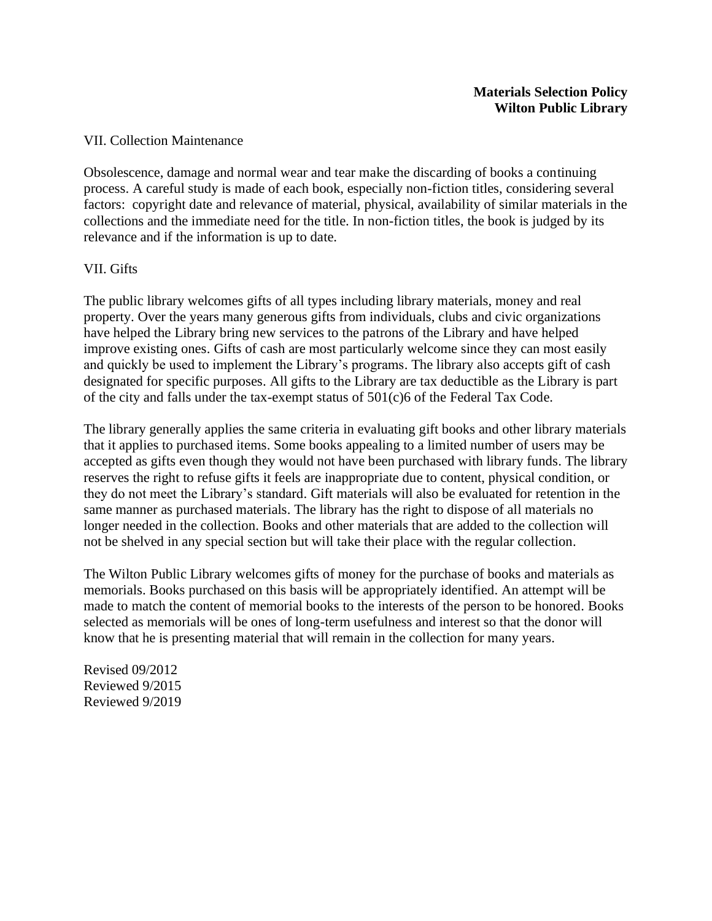**Materials Selection Policy**
**Wilton Public Library**

VII. Collection Maintenance

Obsolescence, damage and normal wear and tear make the discarding of books a continuing process. A careful study is made of each book, especially non-fiction titles, considering several factors: copyright date and relevance of material, physical, availability of similar materials in the collections and the immediate need for the title. In non-fiction titles, the book is judged by its relevance and if the information is up to date.

VII. Gifts

The public library welcomes gifts of all types including library materials, money and real property. Over the years many generous gifts from individuals, clubs and civic organizations have helped the Library bring new services to the patrons of the Library and have helped improve existing ones. Gifts of cash are most particularly welcome since they can most easily and quickly be used to implement the Library's programs. The library also accepts gift of cash designated for specific purposes. All gifts to the Library are tax deductible as the Library is part of the city and falls under the tax-exempt status of 501(c)6 of the Federal Tax Code.

The library generally applies the same criteria in evaluating gift books and other library materials that it applies to purchased items. Some books appealing to a limited number of users may be accepted as gifts even though they would not have been purchased with library funds. The library reserves the right to refuse gifts it feels are inappropriate due to content, physical condition, or they do not meet the Library's standard. Gift materials will also be evaluated for retention in the same manner as purchased materials. The library has the right to dispose of all materials no longer needed in the collection. Books and other materials that are added to the collection will not be shelved in any special section but will take their place with the regular collection.

The Wilton Public Library welcomes gifts of money for the purchase of books and materials as memorials. Books purchased on this basis will be appropriately identified. An attempt will be made to match the content of memorial books to the interests of the person to be honored. Books selected as memorials will be ones of long-term usefulness and interest so that the donor will know that he is presenting material that will remain in the collection for many years.

Revised 09/2012
Reviewed 9/2015
Reviewed 9/2019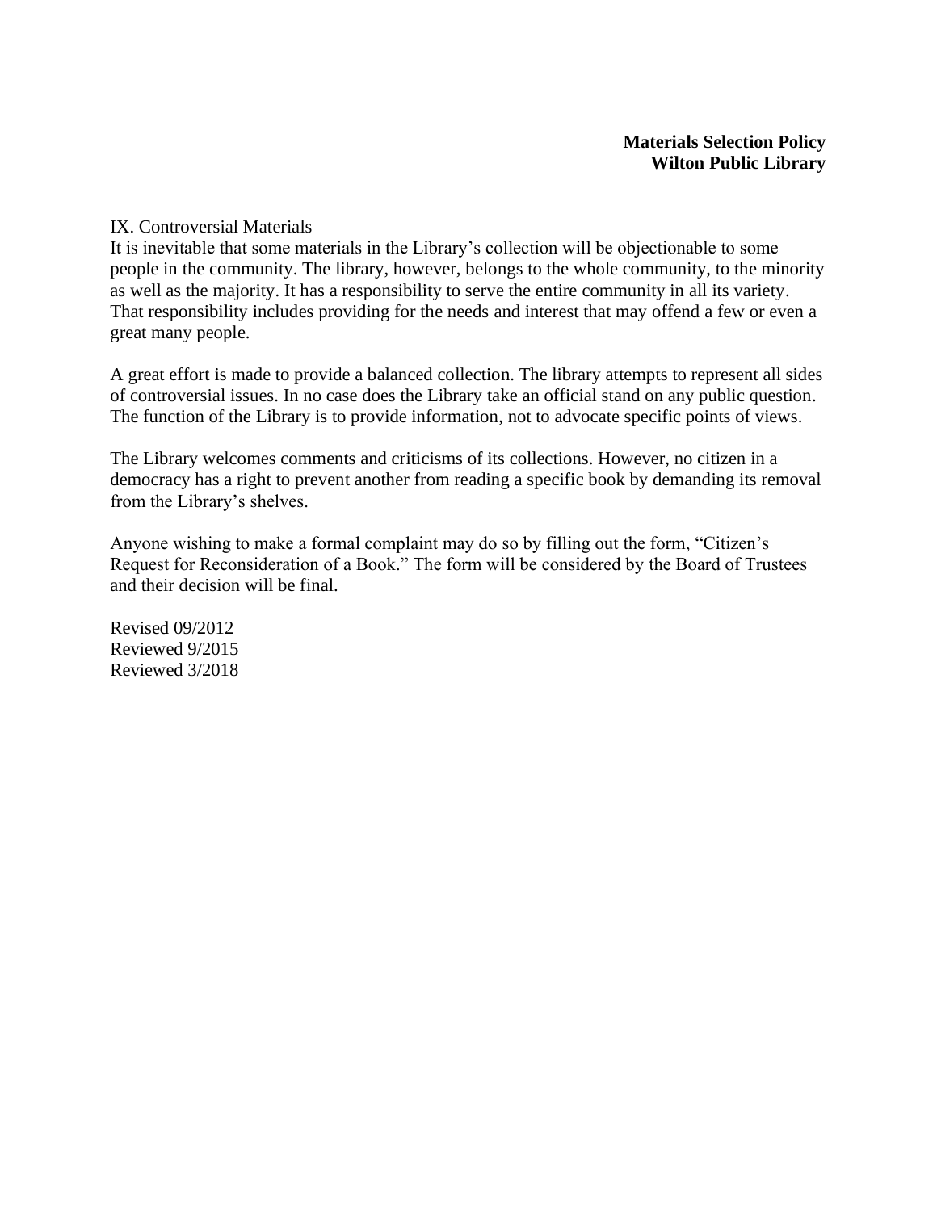**Materials Selection Policy**
**Wilton Public Library**

IX. Controversial Materials

It is inevitable that some materials in the Library's collection will be objectionable to some people in the community. The library, however, belongs to the whole community, to the minority as well as the majority. It has a responsibility to serve the entire community in all its variety. That responsibility includes providing for the needs and interest that may offend a few or even a great many people.

A great effort is made to provide a balanced collection. The library attempts to represent all sides of controversial issues. In no case does the Library take an official stand on any public question. The function of the Library is to provide information, not to advocate specific points of views.

The Library welcomes comments and criticisms of its collections. However, no citizen in a democracy has a right to prevent another from reading a specific book by demanding its removal from the Library's shelves.

Anyone wishing to make a formal complaint may do so by filling out the form, "Citizen's Request for Reconsideration of a Book." The form will be considered by the Board of Trustees and their decision will be final.

Revised 09/2012
Reviewed 9/2015
Reviewed 3/2018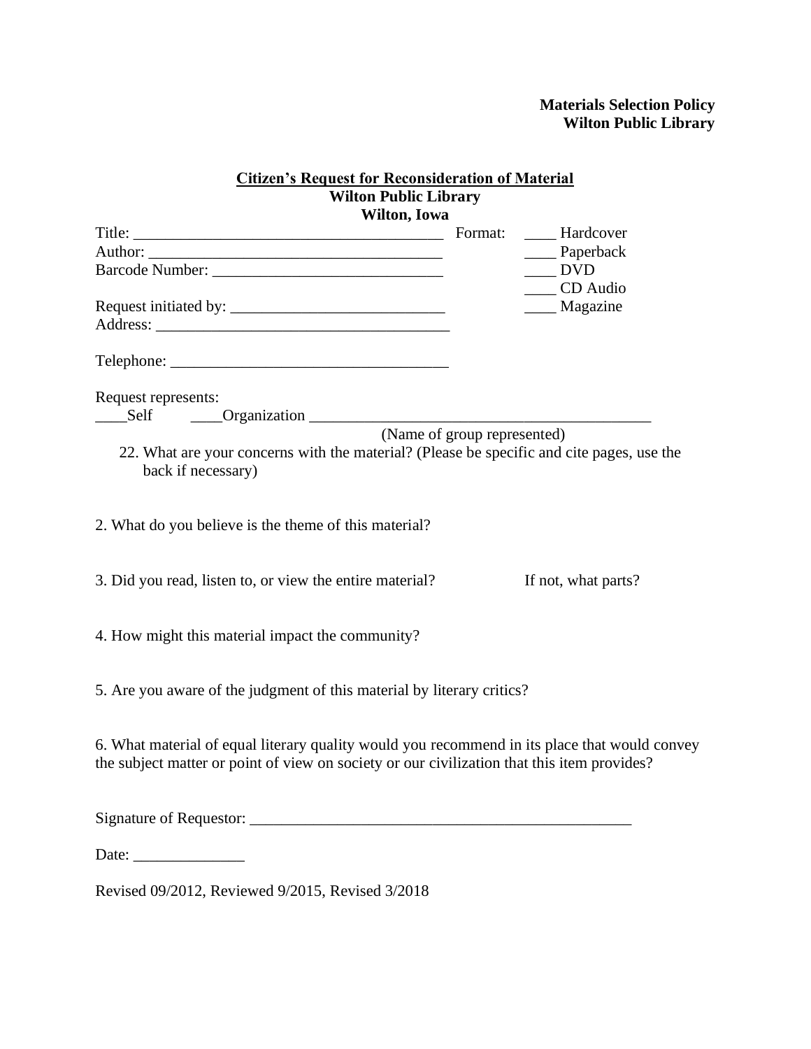**Materials Selection Policy**
**Wilton Public Library**

## Citizen's Request for Reconsideration of Material
**Wilton Public Library**
**Wilton, Iowa**

Title: ______________________________________ Format: ____ Hardcover
Author: ____________________________________ ____ Paperback
Barcode Number: _____________________________ ____ DVD
____ CD Audio
Request initiated by: ___________________________ ____ Magazine
Address: ____________________________________

Telephone: __________________________________

Request represents:
____Self ____Organization ____________________________________________
(Name of group represented)

22. What are your concerns with the material? (Please be specific and cite pages, use the back if necessary)

2. What do you believe is the theme of this material?

3. Did you read, listen to, or view the entire material? If not, what parts?

4. How might this material impact the community?

5. Are you aware of the judgment of this material by literary critics?

6. What material of equal literary quality would you recommend in its place that would convey the subject matter or point of view on society or our civilization that this item provides?

Signature of Requestor: __________________________________________________

Date: ______________

Revised 09/2012, Reviewed 9/2015, Revised 3/2018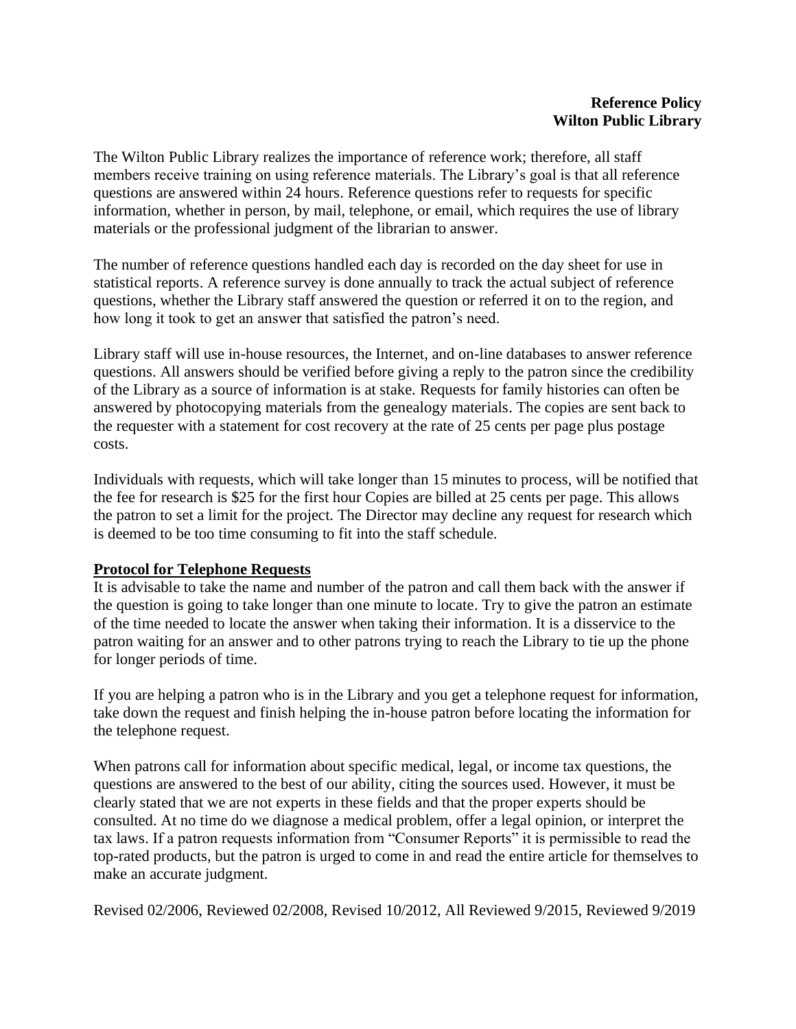**Reference Policy**
**Wilton Public Library**

The Wilton Public Library realizes the importance of reference work; therefore, all staff members receive training on using reference materials. The Library's goal is that all reference questions are answered within 24 hours. Reference questions refer to requests for specific information, whether in person, by mail, telephone, or email, which requires the use of library materials or the professional judgment of the librarian to answer.

The number of reference questions handled each day is recorded on the day sheet for use in statistical reports. A reference survey is done annually to track the actual subject of reference questions, whether the Library staff answered the question or referred it on to the region, and how long it took to get an answer that satisfied the patron's need.

Library staff will use in-house resources, the Internet, and on-line databases to answer reference questions. All answers should be verified before giving a reply to the patron since the credibility of the Library as a source of information is at stake. Requests for family histories can often be answered by photocopying materials from the genealogy materials. The copies are sent back to the requester with a statement for cost recovery at the rate of 25 cents per page plus postage costs.

Individuals with requests, which will take longer than 15 minutes to process, will be notified that the fee for research is $25 for the first hour Copies are billed at 25 cents per page. This allows the patron to set a limit for the project. The Director may decline any request for research which is deemed to be too time consuming to fit into the staff schedule.

**Protocol for Telephone Requests**

It is advisable to take the name and number of the patron and call them back with the answer if the question is going to take longer than one minute to locate. Try to give the patron an estimate of the time needed to locate the answer when taking their information. It is a disservice to the patron waiting for an answer and to other patrons trying to reach the Library to tie up the phone for longer periods of time.

If you are helping a patron who is in the Library and you get a telephone request for information, take down the request and finish helping the in-house patron before locating the information for the telephone request.

When patrons call for information about specific medical, legal, or income tax questions, the questions are answered to the best of our ability, citing the sources used. However, it must be clearly stated that we are not experts in these fields and that the proper experts should be consulted. At no time do we diagnose a medical problem, offer a legal opinion, or interpret the tax laws. If a patron requests information from "Consumer Reports" it is permissible to read the top-rated products, but the patron is urged to come in and read the entire article for themselves to make an accurate judgment.

Revised 02/2006, Reviewed 02/2008, Revised 10/2012, All Reviewed 9/2015, Reviewed 9/2019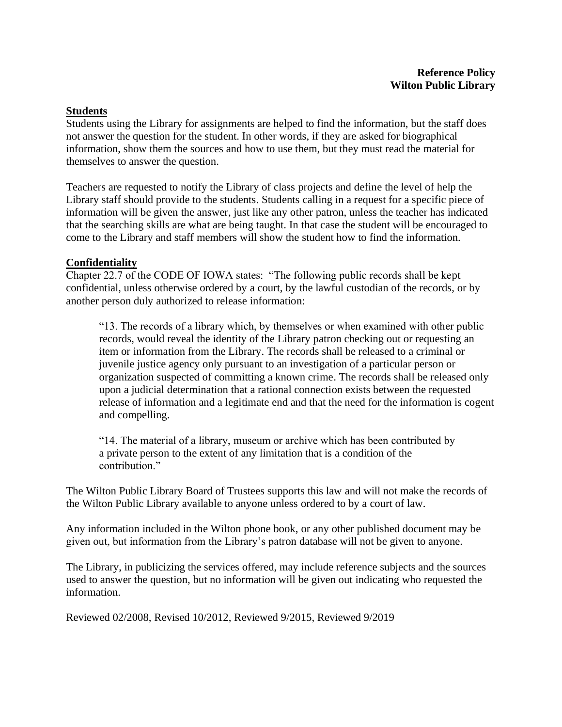**Reference Policy**
**Wilton Public Library**

**Students**

Students using the Library for assignments are helped to find the information, but the staff does not answer the question for the student. In other words, if they are asked for biographical information, show them the sources and how to use them, but they must read the material for themselves to answer the question.

Teachers are requested to notify the Library of class projects and define the level of help the Library staff should provide to the students. Students calling in a request for a specific piece of information will be given the answer, just like any other patron, unless the teacher has indicated that the searching skills are what are being taught. In that case the student will be encouraged to come to the Library and staff members will show the student how to find the information.

**Confidentiality**

Chapter 22.7 of the CODE OF IOWA states: "The following public records shall be kept confidential, unless otherwise ordered by a court, by the lawful custodian of the records, or by another person duly authorized to release information:

> "13. The records of a library which, by themselves or when examined with other public records, would reveal the identity of the Library patron checking out or requesting an item or information from the Library. The records shall be released to a criminal or juvenile justice agency only pursuant to an investigation of a particular person or organization suspected of committing a known crime. The records shall be released only upon a judicial determination that a rational connection exists between the requested release of information and a legitimate end and that the need for the information is cogent and compelling.
>
> "14. The material of a library, museum or archive which has been contributed by a private person to the extent of any limitation that is a condition of the contribution."

The Wilton Public Library Board of Trustees supports this law and will not make the records of the Wilton Public Library available to anyone unless ordered to by a court of law.

Any information included in the Wilton phone book, or any other published document may be given out, but information from the Library's patron database will not be given to anyone.

The Library, in publicizing the services offered, may include reference subjects and the sources used to answer the question, but no information will be given out indicating who requested the information.

Reviewed 02/2008, Revised 10/2012, Reviewed 9/2015, Reviewed 9/2019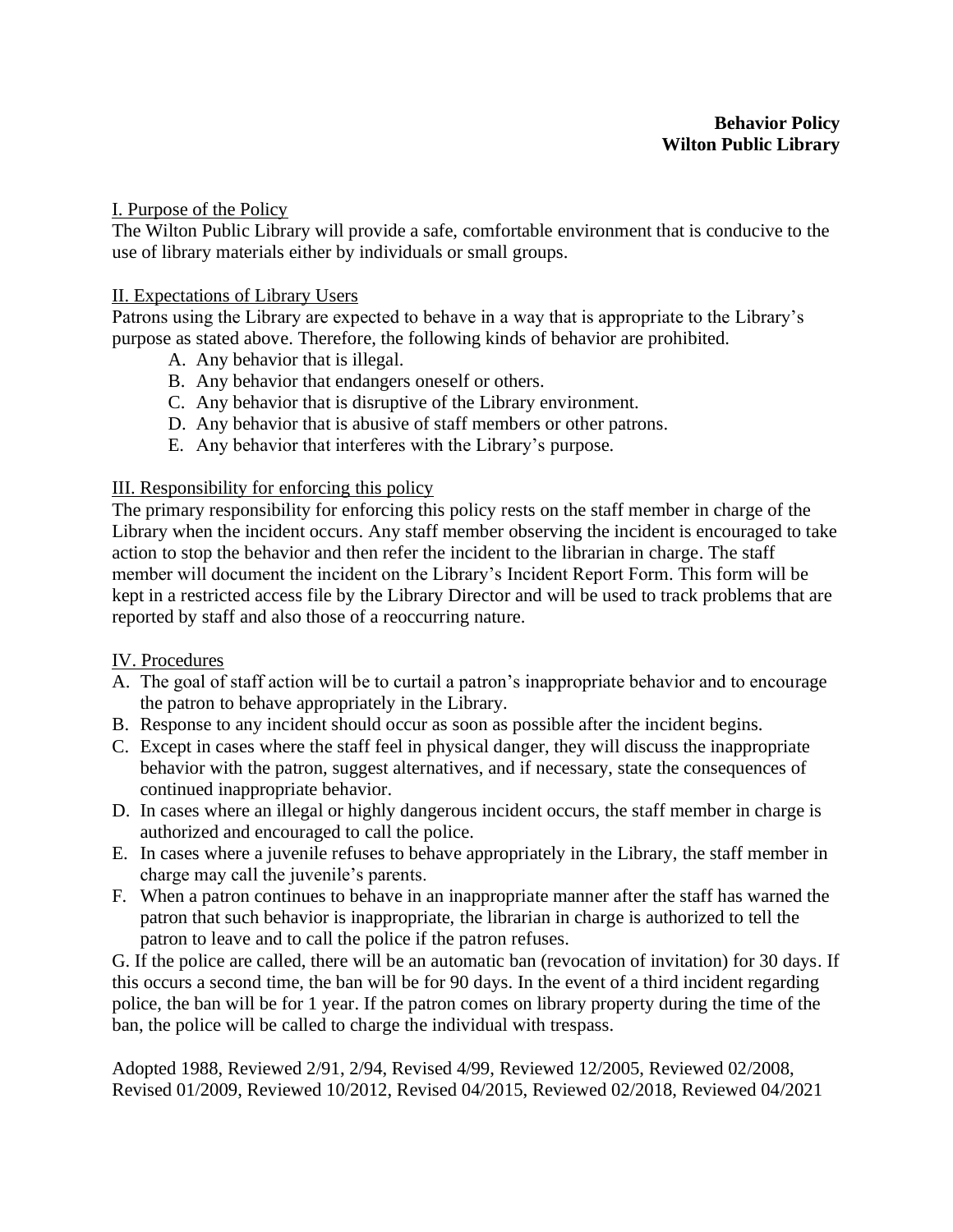**Behavior Policy**
**Wilton Public Library**

I. Purpose of the Policy

The Wilton Public Library will provide a safe, comfortable environment that is conducive to the use of library materials either by individuals or small groups.

II. Expectations of Library Users

Patrons using the Library are expected to behave in a way that is appropriate to the Library's purpose as stated above. Therefore, the following kinds of behavior are prohibited.

A. Any behavior that is illegal.
B. Any behavior that endangers oneself or others.
C. Any behavior that is disruptive of the Library environment.
D. Any behavior that is abusive of staff members or other patrons.
E. Any behavior that interferes with the Library's purpose.

III. Responsibility for enforcing this policy

The primary responsibility for enforcing this policy rests on the staff member in charge of the Library when the incident occurs. Any staff member observing the incident is encouraged to take action to stop the behavior and then refer the incident to the librarian in charge. The staff member will document the incident on the Library's Incident Report Form. This form will be kept in a restricted access file by the Library Director and will be used to track problems that are reported by staff and also those of a reoccurring nature.

IV. Procedures

A. The goal of staff action will be to curtail a patron's inappropriate behavior and to encourage the patron to behave appropriately in the Library.
B. Response to any incident should occur as soon as possible after the incident begins.
C. Except in cases where the staff feel in physical danger, they will discuss the inappropriate behavior with the patron, suggest alternatives, and if necessary, state the consequences of continued inappropriate behavior.
D. In cases where an illegal or highly dangerous incident occurs, the staff member in charge is authorized and encouraged to call the police.
E. In cases where a juvenile refuses to behave appropriately in the Library, the staff member in charge may call the juvenile's parents.
F. When a patron continues to behave in an inappropriate manner after the staff has warned the patron that such behavior is inappropriate, the librarian in charge is authorized to tell the patron to leave and to call the police if the patron refuses.

G. If the police are called, there will be an automatic ban (revocation of invitation) for 30 days. If this occurs a second time, the ban will be for 90 days. In the event of a third incident regarding police, the ban will be for 1 year. If the patron comes on library property during the time of the ban, the police will be called to charge the individual with trespass.

Adopted 1988, Reviewed 2/91, 2/94, Revised 4/99, Reviewed 12/2005, Reviewed 02/2008, Revised 01/2009, Reviewed 10/2012, Revised 04/2015, Reviewed 02/2018, Reviewed 04/2021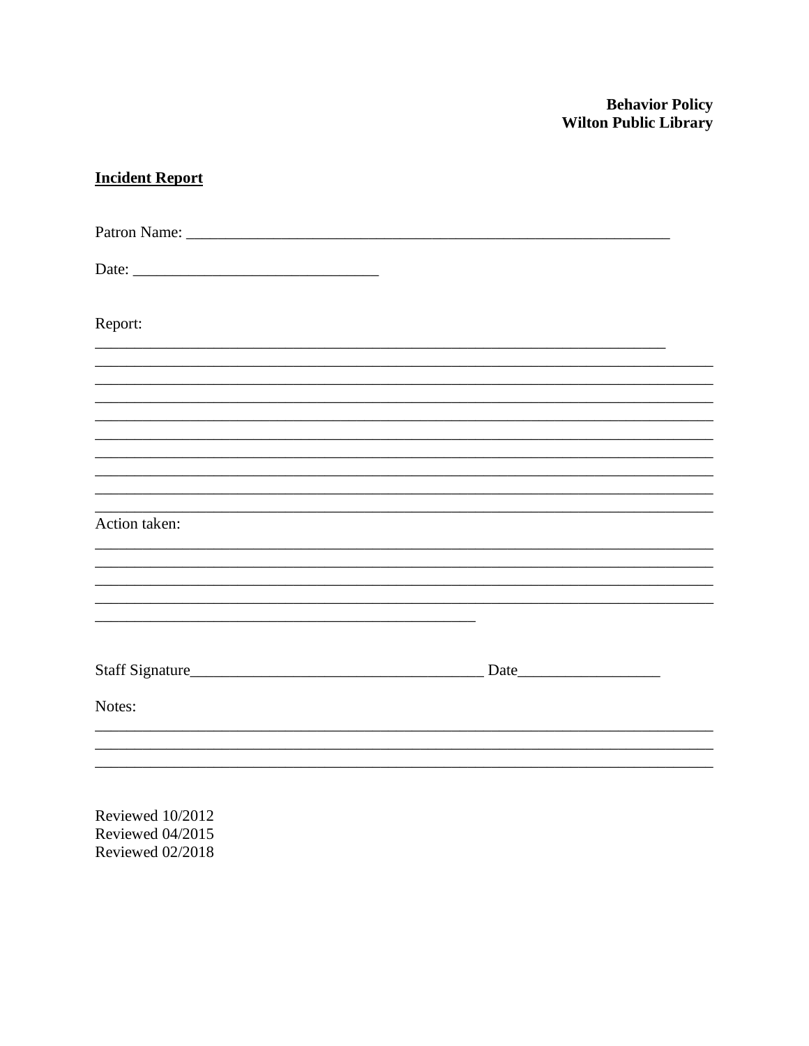**Behavior Policy**
**Wilton Public Library**

**Incident Report**

Patron Name: ______________________________________________________________

Date: ________________________________

Report:
___________________________________________________________________________
________________________________________________________________________________
________________________________________________________________________________
________________________________________________________________________________
________________________________________________________________________________
________________________________________________________________________________
________________________________________________________________________________
________________________________________________________________________________
________________________________________________________________________________
________________________________________________________________________________

Action taken:
________________________________________________________________________________
________________________________________________________________________________
________________________________________________________________________________
________________________________________________________________________________
__________________________________________________

Staff Signature______________________________________ Date__________________

Notes:
________________________________________________________________________________
________________________________________________________________________________
________________________________________________________________________________

Reviewed 10/2012
Reviewed 04/2015
Reviewed 02/2018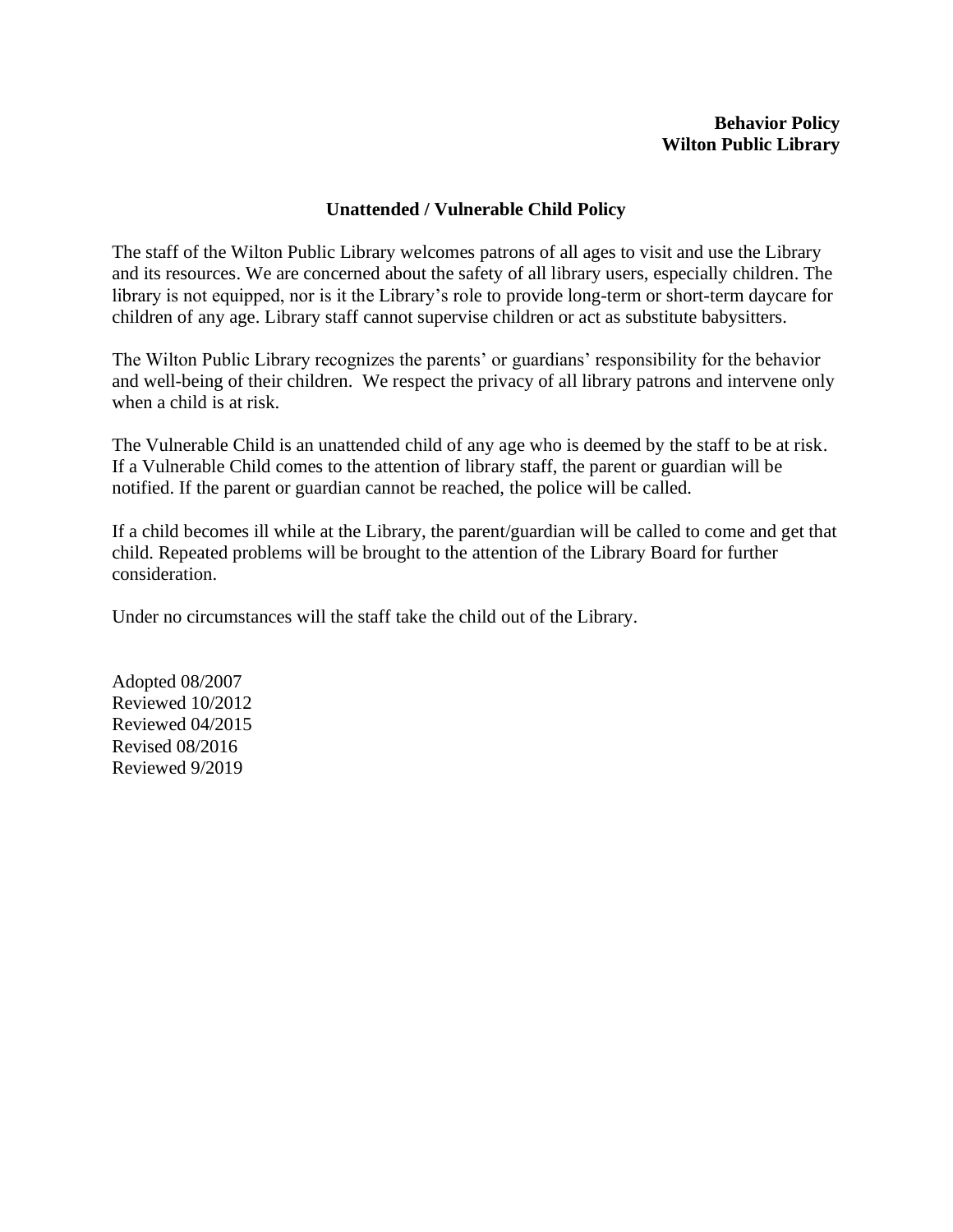**Behavior Policy**
**Wilton Public Library**

## Unattended / Vulnerable Child Policy

The staff of the Wilton Public Library welcomes patrons of all ages to visit and use the Library and its resources. We are concerned about the safety of all library users, especially children. The library is not equipped, nor is it the Library's role to provide long-term or short-term daycare for children of any age. Library staff cannot supervise children or act as substitute babysitters.

The Wilton Public Library recognizes the parents' or guardians' responsibility for the behavior and well-being of their children. We respect the privacy of all library patrons and intervene only when a child is at risk.

The Vulnerable Child is an unattended child of any age who is deemed by the staff to be at risk. If a Vulnerable Child comes to the attention of library staff, the parent or guardian will be notified. If the parent or guardian cannot be reached, the police will be called.

If a child becomes ill while at the Library, the parent/guardian will be called to come and get that child. Repeated problems will be brought to the attention of the Library Board for further consideration.

Under no circumstances will the staff take the child out of the Library.

Adopted 08/2007
Reviewed 10/2012
Reviewed 04/2015
Revised 08/2016
Reviewed 9/2019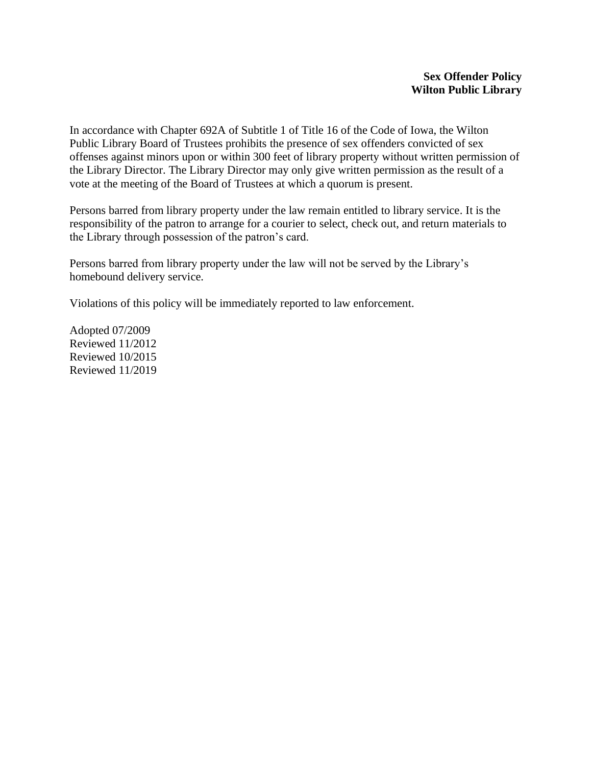**Sex Offender Policy**
**Wilton Public Library**

In accordance with Chapter 692A of Subtitle 1 of Title 16 of the Code of Iowa, the Wilton Public Library Board of Trustees prohibits the presence of sex offenders convicted of sex offenses against minors upon or within 300 feet of library property without written permission of the Library Director. The Library Director may only give written permission as the result of a vote at the meeting of the Board of Trustees at which a quorum is present.

Persons barred from library property under the law remain entitled to library service. It is the responsibility of the patron to arrange for a courier to select, check out, and return materials to the Library through possession of the patron's card.

Persons barred from library property under the law will not be served by the Library's homebound delivery service.

Violations of this policy will be immediately reported to law enforcement.

Adopted 07/2009
Reviewed 11/2012
Reviewed 10/2015
Reviewed 11/2019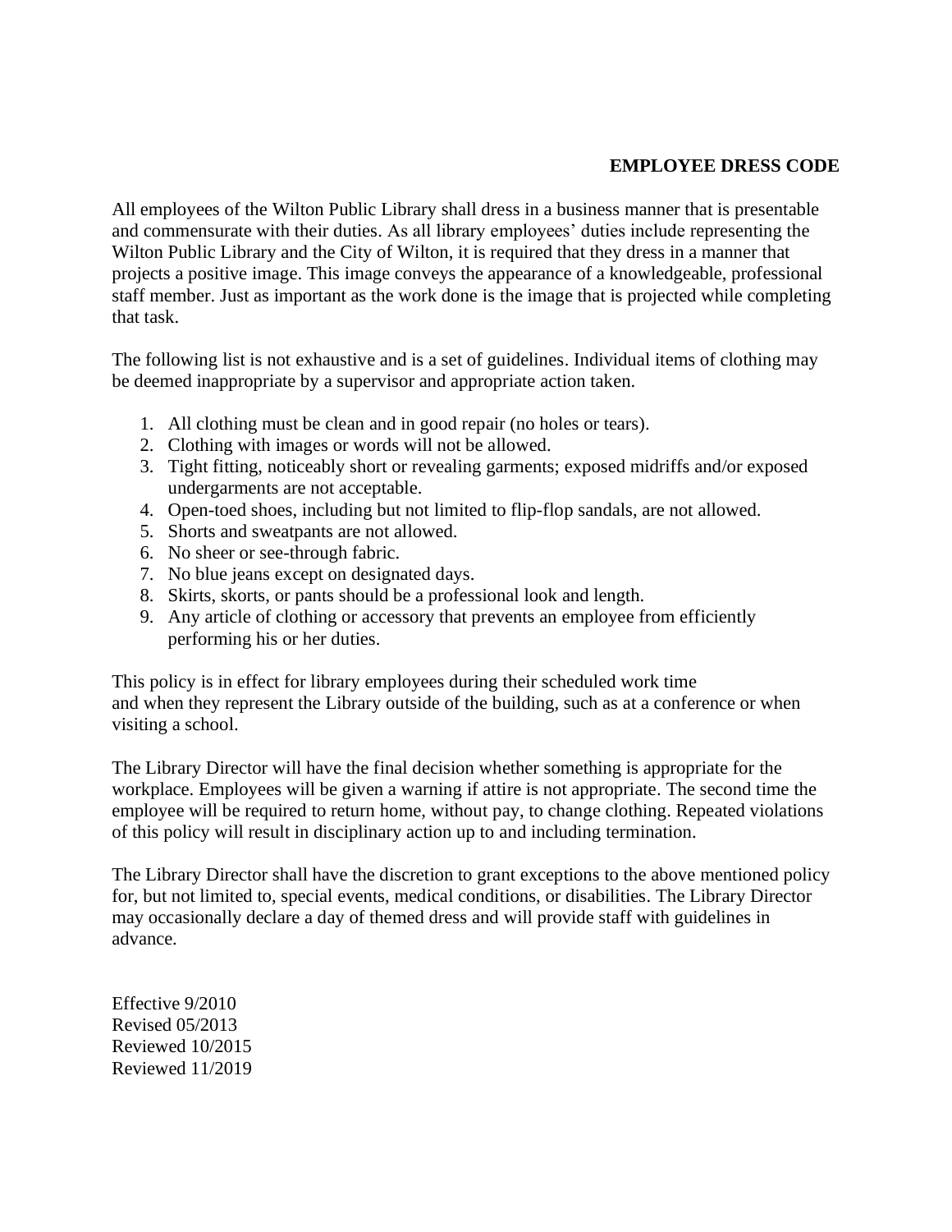# EMPLOYEE DRESS CODE

All employees of the Wilton Public Library shall dress in a business manner that is presentable and commensurate with their duties. As all library employees' duties include representing the Wilton Public Library and the City of Wilton, it is required that they dress in a manner that projects a positive image. This image conveys the appearance of a knowledgeable, professional staff member. Just as important as the work done is the image that is projected while completing that task.

The following list is not exhaustive and is a set of guidelines. Individual items of clothing may be deemed inappropriate by a supervisor and appropriate action taken.

1. All clothing must be clean and in good repair (no holes or tears).
2. Clothing with images or words will not be allowed.
3. Tight fitting, noticeably short or revealing garments; exposed midriffs and/or exposed undergarments are not acceptable.
4. Open-toed shoes, including but not limited to flip-flop sandals, are not allowed.
5. Shorts and sweatpants are not allowed.
6. No sheer or see-through fabric.
7. No blue jeans except on designated days.
8. Skirts, skorts, or pants should be a professional look and length.
9. Any article of clothing or accessory that prevents an employee from efficiently performing his or her duties.

This policy is in effect for library employees during their scheduled work time and when they represent the Library outside of the building, such as at a conference or when visiting a school.

The Library Director will have the final decision whether something is appropriate for the workplace. Employees will be given a warning if attire is not appropriate. The second time the employee will be required to return home, without pay, to change clothing. Repeated violations of this policy will result in disciplinary action up to and including termination.

The Library Director shall have the discretion to grant exceptions to the above mentioned policy for, but not limited to, special events, medical conditions, or disabilities. The Library Director may occasionally declare a day of themed dress and will provide staff with guidelines in advance.

Effective 9/2010
Revised 05/2013
Reviewed 10/2015
Reviewed 11/2019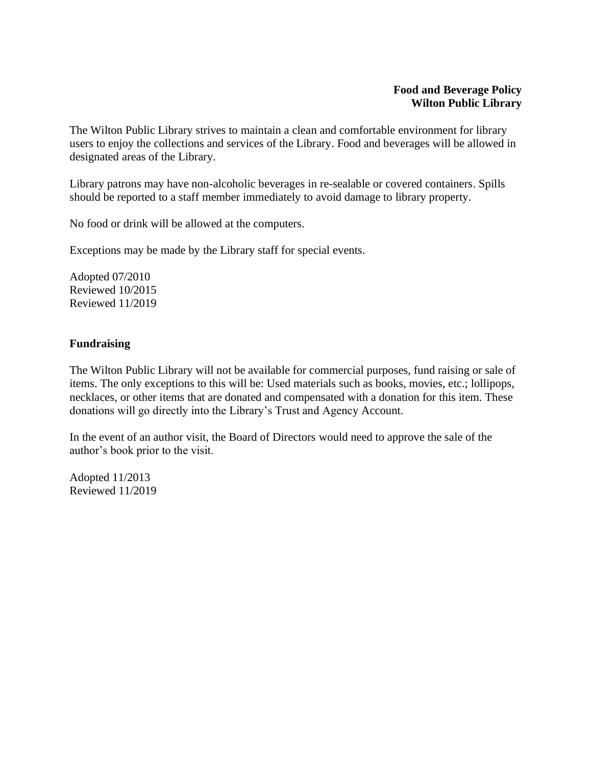**Food and Beverage Policy**
**Wilton Public Library**

The Wilton Public Library strives to maintain a clean and comfortable environment for library users to enjoy the collections and services of the Library. Food and beverages will be allowed in designated areas of the Library.

Library patrons may have non-alcoholic beverages in re-sealable or covered containers. Spills should be reported to a staff member immediately to avoid damage to library property.

No food or drink will be allowed at the computers.

Exceptions may be made by the Library staff for special events.

Adopted 07/2010
Reviewed 10/2015
Reviewed 11/2019

## Fundraising

The Wilton Public Library will not be available for commercial purposes, fund raising or sale of items. The only exceptions to this will be: Used materials such as books, movies, etc.; lollipops, necklaces, or other items that are donated and compensated with a donation for this item. These donations will go directly into the Library's Trust and Agency Account.

In the event of an author visit, the Board of Directors would need to approve the sale of the author's book prior to the visit.

Adopted 11/2013
Reviewed 11/2019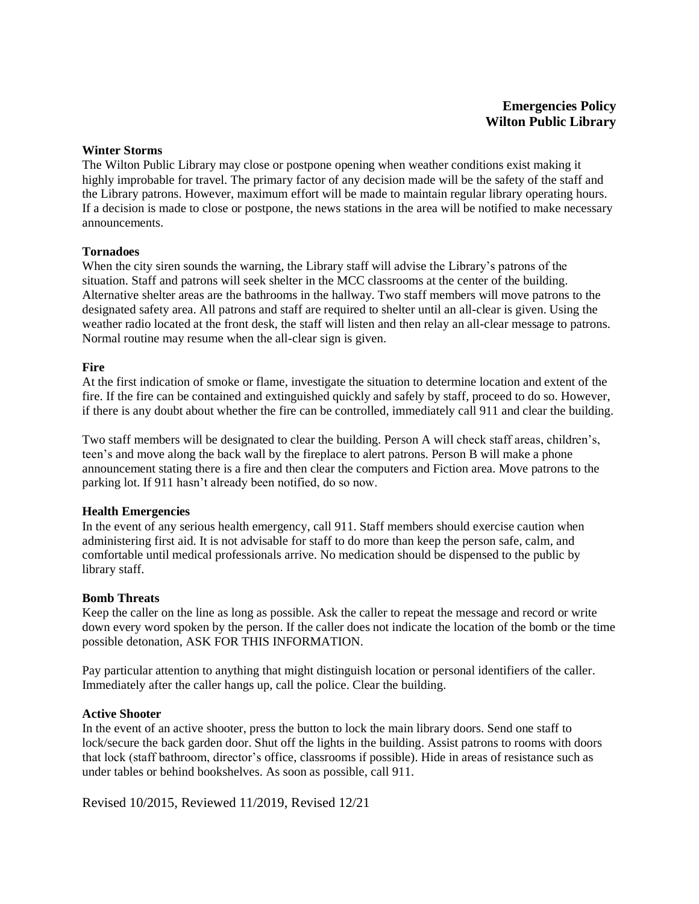**Emergencies Policy**
**Wilton Public Library**

**Winter Storms**

The Wilton Public Library may close or postpone opening when weather conditions exist making it highly improbable for travel. The primary factor of any decision made will be the safety of the staff and the Library patrons. However, maximum effort will be made to maintain regular library operating hours. If a decision is made to close or postpone, the news stations in the area will be notified to make necessary announcements.

**Tornadoes**

When the city siren sounds the warning, the Library staff will advise the Library's patrons of the situation. Staff and patrons will seek shelter in the MCC classrooms at the center of the building. Alternative shelter areas are the bathrooms in the hallway. Two staff members will move patrons to the designated safety area. All patrons and staff are required to shelter until an all-clear is given. Using the weather radio located at the front desk, the staff will listen and then relay an all-clear message to patrons. Normal routine may resume when the all-clear sign is given.

**Fire**

At the first indication of smoke or flame, investigate the situation to determine location and extent of the fire. If the fire can be contained and extinguished quickly and safely by staff, proceed to do so. However, if there is any doubt about whether the fire can be controlled, immediately call 911 and clear the building.

Two staff members will be designated to clear the building. Person A will check staff areas, children's, teen's and move along the back wall by the fireplace to alert patrons. Person B will make a phone announcement stating there is a fire and then clear the computers and Fiction area. Move patrons to the parking lot. If 911 hasn't already been notified, do so now.

**Health Emergencies**

In the event of any serious health emergency, call 911. Staff members should exercise caution when administering first aid. It is not advisable for staff to do more than keep the person safe, calm, and comfortable until medical professionals arrive. No medication should be dispensed to the public by library staff.

**Bomb Threats**

Keep the caller on the line as long as possible. Ask the caller to repeat the message and record or write down every word spoken by the person. If the caller does not indicate the location of the bomb or the time possible detonation, ASK FOR THIS INFORMATION.

Pay particular attention to anything that might distinguish location or personal identifiers of the caller. Immediately after the caller hangs up, call the police. Clear the building.

**Active Shooter**

In the event of an active shooter, press the button to lock the main library doors. Send one staff to lock/secure the back garden door. Shut off the lights in the building. Assist patrons to rooms with doors that lock (staff bathroom, director's office, classrooms if possible). Hide in areas of resistance such as under tables or behind bookshelves. As soon as possible, call 911.

Revised 10/2015, Reviewed 11/2019, Revised 12/21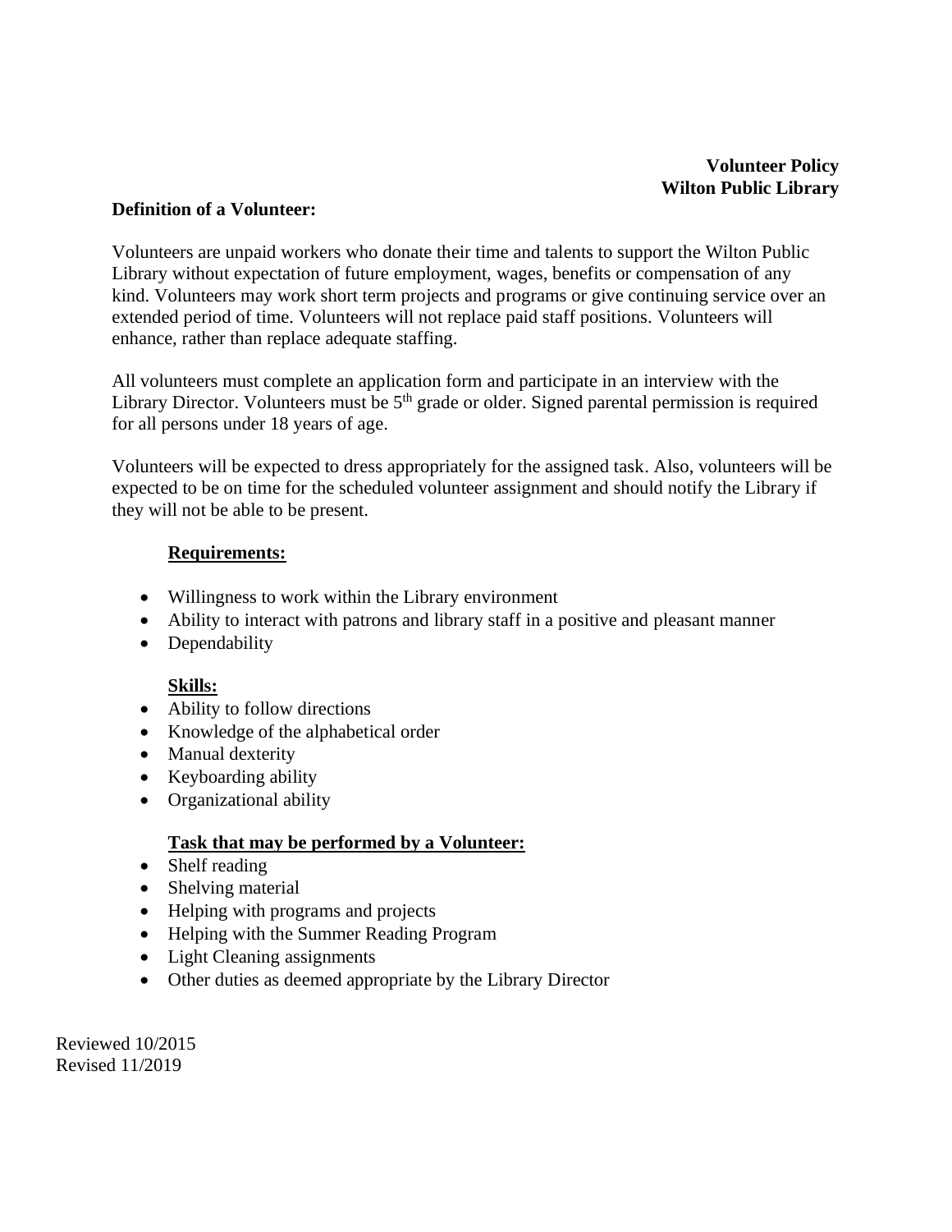**Volunteer Policy**
**Wilton Public Library**

**Definition of a Volunteer:**

Volunteers are unpaid workers who donate their time and talents to support the Wilton Public Library without expectation of future employment, wages, benefits or compensation of any kind. Volunteers may work short term projects and programs or give continuing service over an extended period of time. Volunteers will not replace paid staff positions. Volunteers will enhance, rather than replace adequate staffing.

All volunteers must complete an application form and participate in an interview with the Library Director. Volunteers must be 5th grade or older. Signed parental permission is required for all persons under 18 years of age.

Volunteers will be expected to dress appropriately for the assigned task. Also, volunteers will be expected to be on time for the scheduled volunteer assignment and should notify the Library if they will not be able to be present.

**Requirements:**

- Willingness to work within the Library environment
- Ability to interact with patrons and library staff in a positive and pleasant manner
- Dependability

**Skills:**

- Ability to follow directions
- Knowledge of the alphabetical order
- Manual dexterity
- Keyboarding ability
- Organizational ability

**Task that may be performed by a Volunteer:**

- Shelf reading
- Shelving material
- Helping with programs and projects
- Helping with the Summer Reading Program
- Light Cleaning assignments
- Other duties as deemed appropriate by the Library Director

Reviewed 10/2015
Revised 11/2019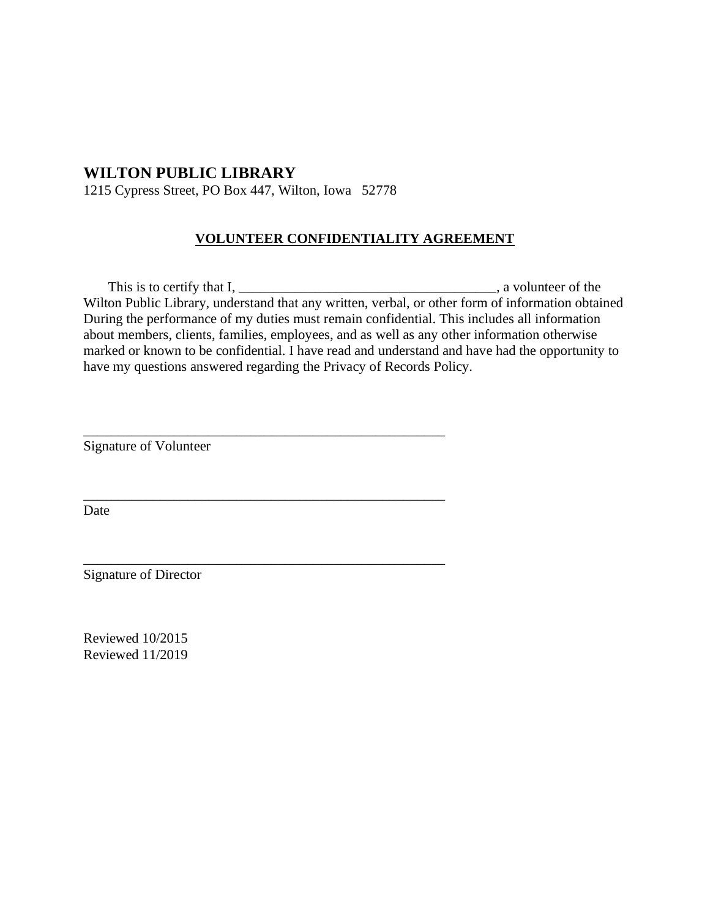**WILTON PUBLIC LIBRARY**
1215 Cypress Street, PO Box 447, Wilton, Iowa 52778

**<u>VOLUNTEER CONFIDENTIALITY AGREEMENT</u>**

This is to certify that I, ______________________________________, a volunteer of the Wilton Public Library, understand that any written, verbal, or other form of information obtained During the performance of my duties must remain confidential. This includes all information about members, clients, families, employees, and as well as any other information otherwise marked or known to be confidential. I have read and understand and have had the opportunity to have my questions answered regarding the Privacy of Records Policy.

______________________________________________________
Signature of Volunteer

______________________________________________________
Date

______________________________________________________
Signature of Director

Reviewed 10/2015
Reviewed 11/2019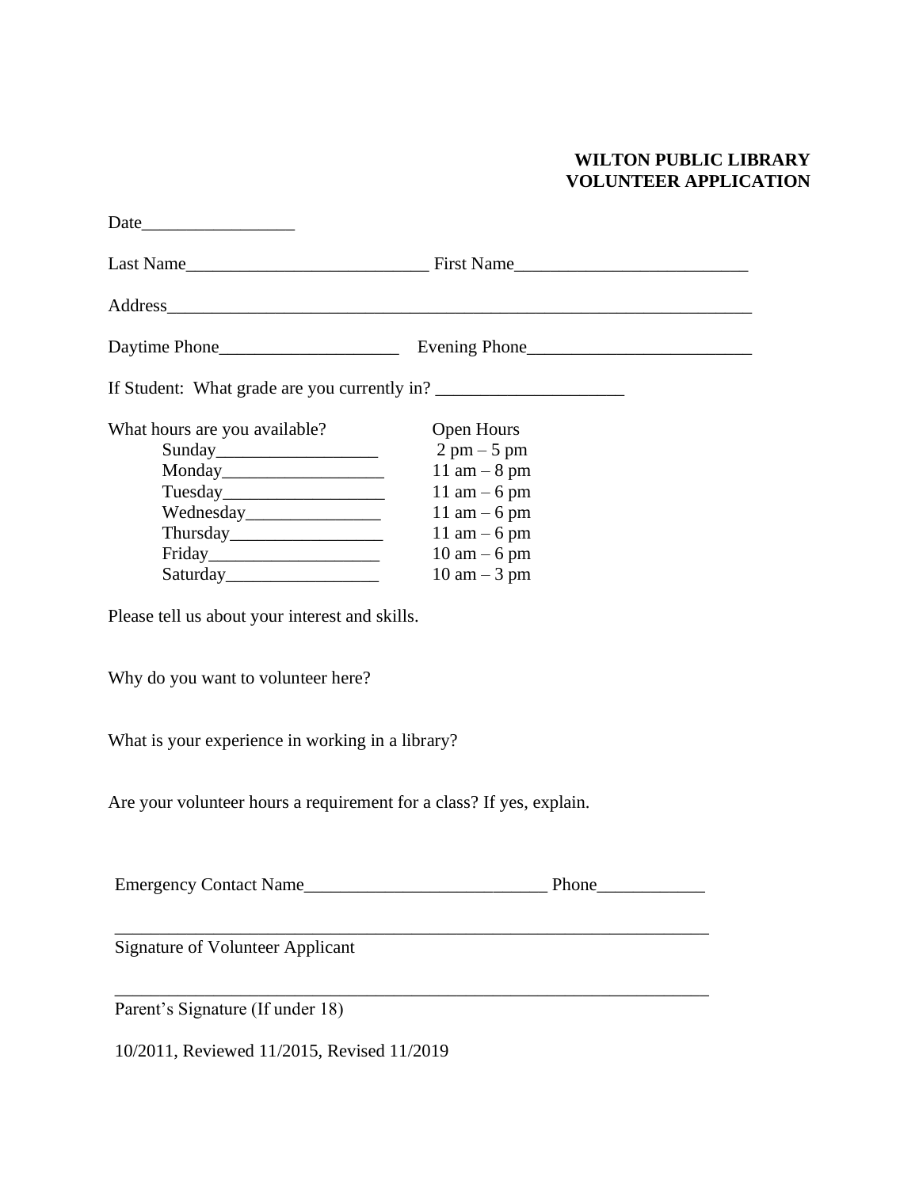**WILTON PUBLIC LIBRARY**
**VOLUNTEER APPLICATION**

Date_________________

Last Name___________________________ First Name_________________________

Address____________________________________________________________________

Daytime Phone____________________ Evening Phone_________________________

If Student: What grade are you currently in? ____________________

| What hours are you available? | Open Hours |
|---|---|
| Sunday__________________ | 2 pm – 5 pm |
| Monday__________________ | 11 am – 8 pm |
| Tuesday__________________ | 11 am – 6 pm |
| Wednesday_______________ | 11 am – 6 pm |
| Thursday_________________ | 11 am – 6 pm |
| Friday___________________ | 10 am – 6 pm |
| Saturday_________________ | 10 am – 3 pm |

Please tell us about your interest and skills.

Why do you want to volunteer here?

What is your experience in working in a library?

Are your volunteer hours a requirement for a class? If yes, explain.

Emergency Contact Name__________________________ Phone____________

____________________________________________________________________
Signature of Volunteer Applicant

____________________________________________________________________
Parent's Signature (If under 18)

10/2011, Reviewed 11/2015, Revised 11/2019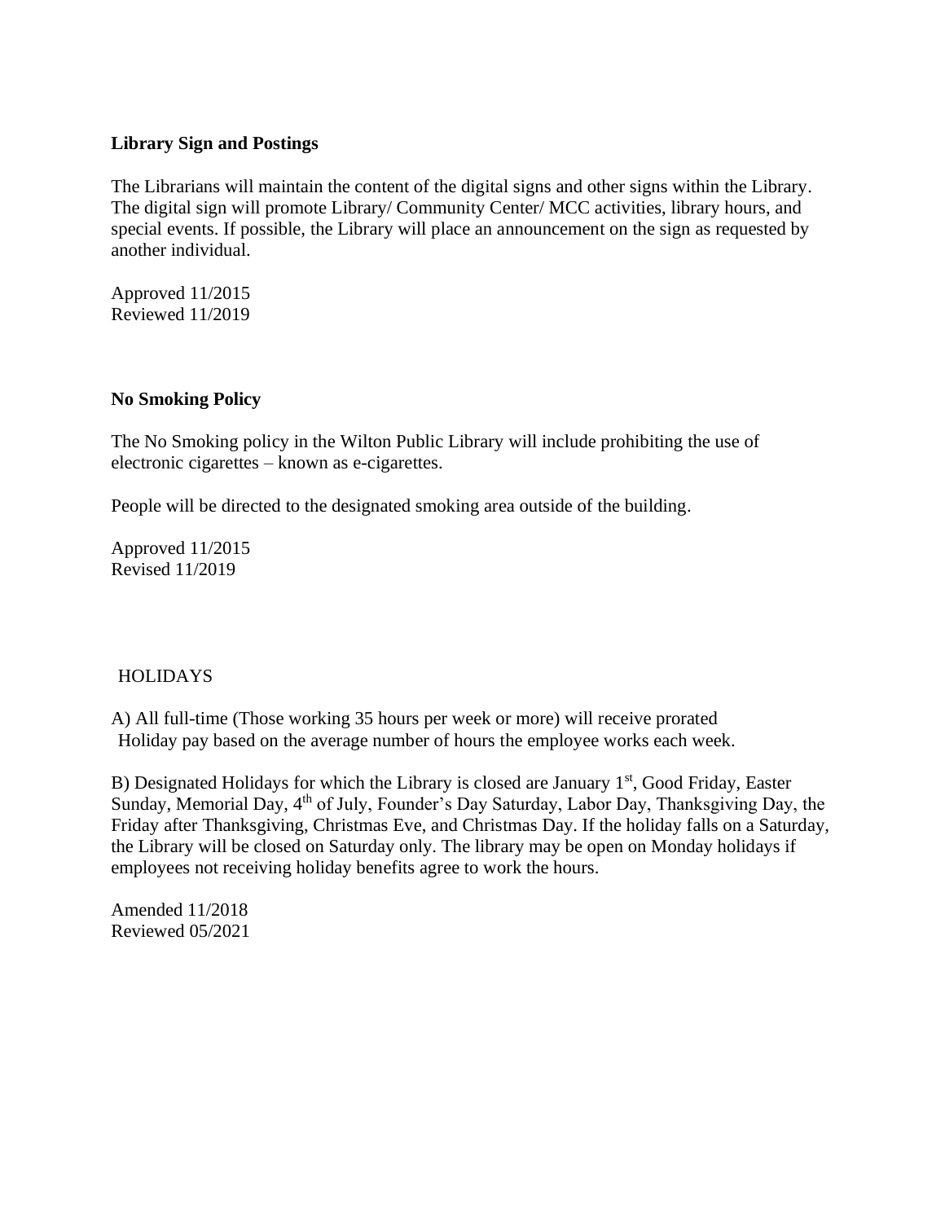**Library Sign and Postings**

The Librarians will maintain the content of the digital signs and other signs within the Library. The digital sign will promote Library/ Community Center/ MCC activities, library hours, and special events. If possible, the Library will place an announcement on the sign as requested by another individual.

Approved 11/2015
Reviewed 11/2019

**No Smoking Policy**

The No Smoking policy in the Wilton Public Library will include prohibiting the use of electronic cigarettes – known as e-cigarettes.

People will be directed to the designated smoking area outside of the building.

Approved 11/2015
Revised 11/2019

HOLIDAYS

A) All full-time (Those working 35 hours per week or more) will receive prorated Holiday pay based on the average number of hours the employee works each week.

B) Designated Holidays for which the Library is closed are January 1st, Good Friday, Easter Sunday, Memorial Day, 4th of July, Founder's Day Saturday, Labor Day, Thanksgiving Day, the Friday after Thanksgiving, Christmas Eve, and Christmas Day. If the holiday falls on a Saturday, the Library will be closed on Saturday only. The library may be open on Monday holidays if employees not receiving holiday benefits agree to work the hours.

Amended 11/2018
Reviewed 05/2021